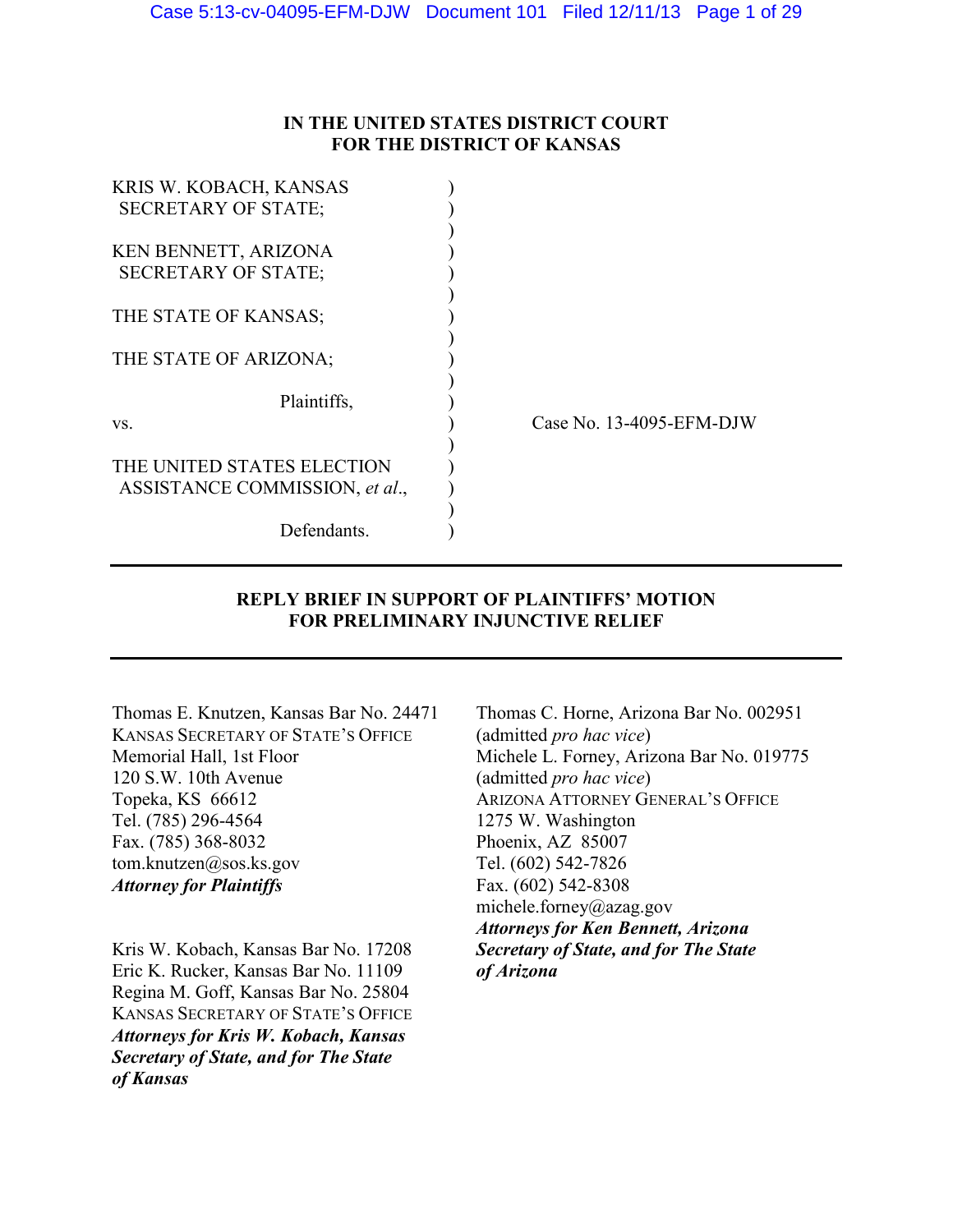# IN THE UNITED STATES DISTRICT COURT
# FOR THE DISTRICT OF KANSAS

KRIS W. KOBACH, KANSAS SECRETARY OF STATE;

KEN BENNETT, ARIZONA SECRETARY OF STATE;

THE STATE OF KANSAS;

THE STATE OF ARIZONA;

Plaintiffs,

vs.

THE UNITED STATES ELECTION ASSISTANCE COMMISSION, *et al*.,

Defendants.

Case No. 13-4095-EFM-DJW

---

## REPLY BRIEF IN SUPPORT OF PLAINTIFFS' MOTION FOR PRELIMINARY INJUNCTIVE RELIEF

---

Thomas E. Knutzen, Kansas Bar No. 24471
KANSAS SECRETARY OF STATE'S OFFICE
Memorial Hall, 1st Floor
120 S.W. 10th Avenue
Topeka, KS 66612
Tel. (785) 296-4564
Fax. (785) 368-8032
tom.knutzen@sos.ks.gov
***Attorney for Plaintiffs***

Kris W. Kobach, Kansas Bar No. 17208
Eric K. Rucker, Kansas Bar No. 11109
Regina M. Goff, Kansas Bar No. 25804
KANSAS SECRETARY OF STATE'S OFFICE
***Attorneys for Kris W. Kobach, Kansas Secretary of State, and for The State of Kansas***

Thomas C. Horne, Arizona Bar No. 002951
(admitted *pro hac vice*)
Michele L. Forney, Arizona Bar No. 019775
(admitted *pro hac vice*)
ARIZONA ATTORNEY GENERAL'S OFFICE
1275 W. Washington
Phoenix, AZ 85007
Tel. (602) 542-7826
Fax. (602) 542-8308
michele.forney@azag.gov
***Attorneys for Ken Bennett, Arizona Secretary of State, and for The State of Arizona***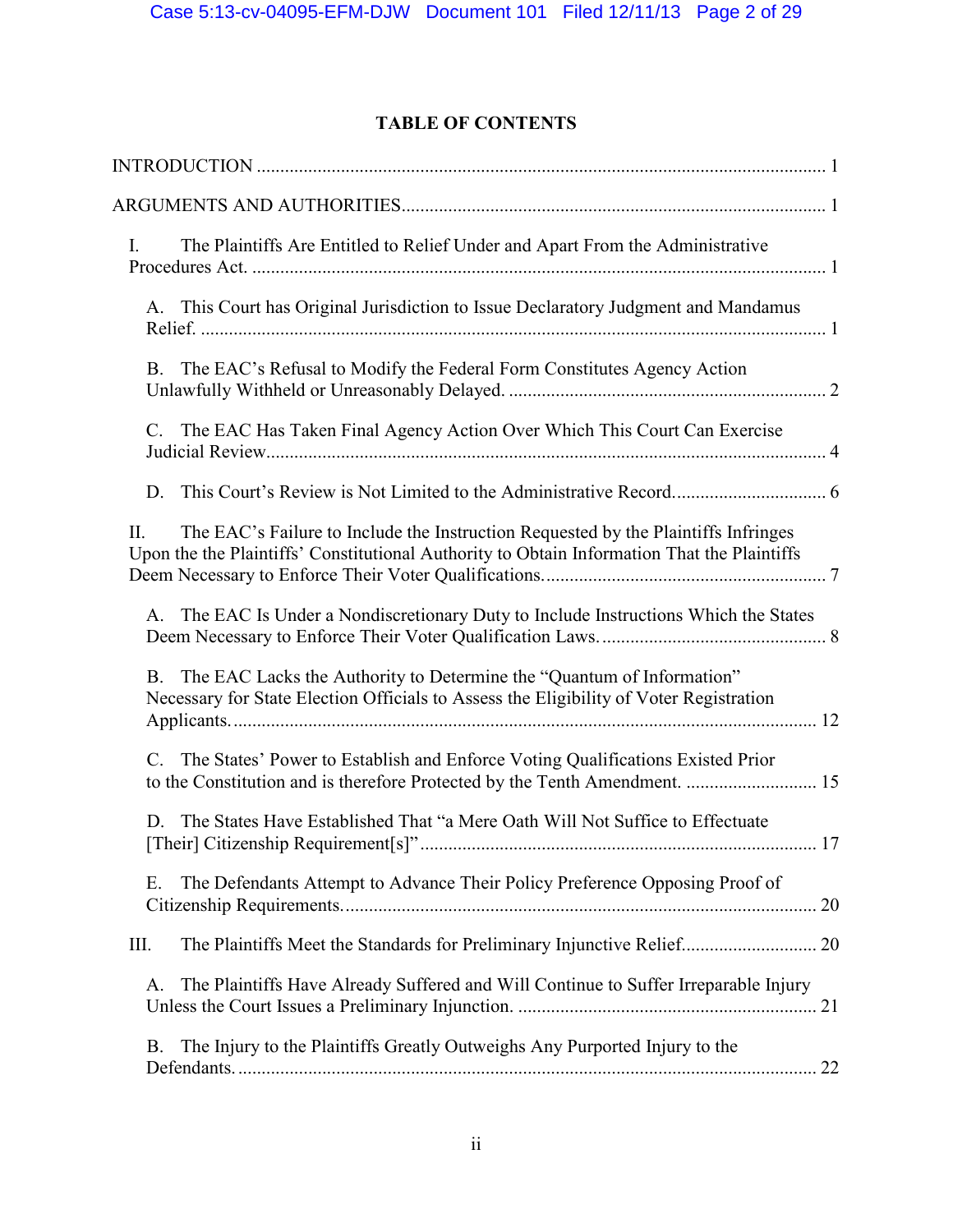## TABLE OF CONTENTS

INTRODUCTION ........................................................................................................................ 1

ARGUMENTS AND AUTHORITIES........................................................................................... 1

I. The Plaintiffs Are Entitled to Relief Under and Apart From the Administrative Procedures Act. .......................................................................................................................... 1

A. This Court has Original Jurisdiction to Issue Declaratory Judgment and Mandamus Relief. ..................................................................................................................... 1

B. The EAC's Refusal to Modify the Federal Form Constitutes Agency Action Unlawfully Withheld or Unreasonably Delayed. ................................................................... 2

C. The EAC Has Taken Final Agency Action Over Which This Court Can Exercise Judicial Review....................................................................................................... 4

D. This Court's Review is Not Limited to the Administrative Record................................ 6

II. The EAC's Failure to Include the Instruction Requested by the Plaintiffs Infringes Upon the the Plaintiffs' Constitutional Authority to Obtain Information That the Plaintiffs Deem Necessary to Enforce Their Voter Qualifications........................................................... 7

A. The EAC Is Under a Nondiscretionary Duty to Include Instructions Which the States Deem Necessary to Enforce Their Voter Qualification Laws................................................ 8

B. The EAC Lacks the Authority to Determine the "Quantum of Information" Necessary for State Election Officials to Assess the Eligibility of Voter Registration Applicants........................................................................................................................... 12

C. The States' Power to Establish and Enforce Voting Qualifications Existed Prior to the Constitution and is therefore Protected by the Tenth Amendment. ............................ 15

D. The States Have Established That "a Mere Oath Will Not Suffice to Effectuate [Their] Citizenship Requirement[s]" .................................................................................... 17

E. The Defendants Attempt to Advance Their Policy Preference Opposing Proof of Citizenship Requirements.................................................................................................... 20

III. The Plaintiffs Meet the Standards for Preliminary Injunctive Relief............................ 20

A. The Plaintiffs Have Already Suffered and Will Continue to Suffer Irreparable Injury Unless the Court Issues a Preliminary Injunction. ............................................................... 21

B. The Injury to the Plaintiffs Greatly Outweighs Any Purported Injury to the Defendants. .......................................................................................................................... 22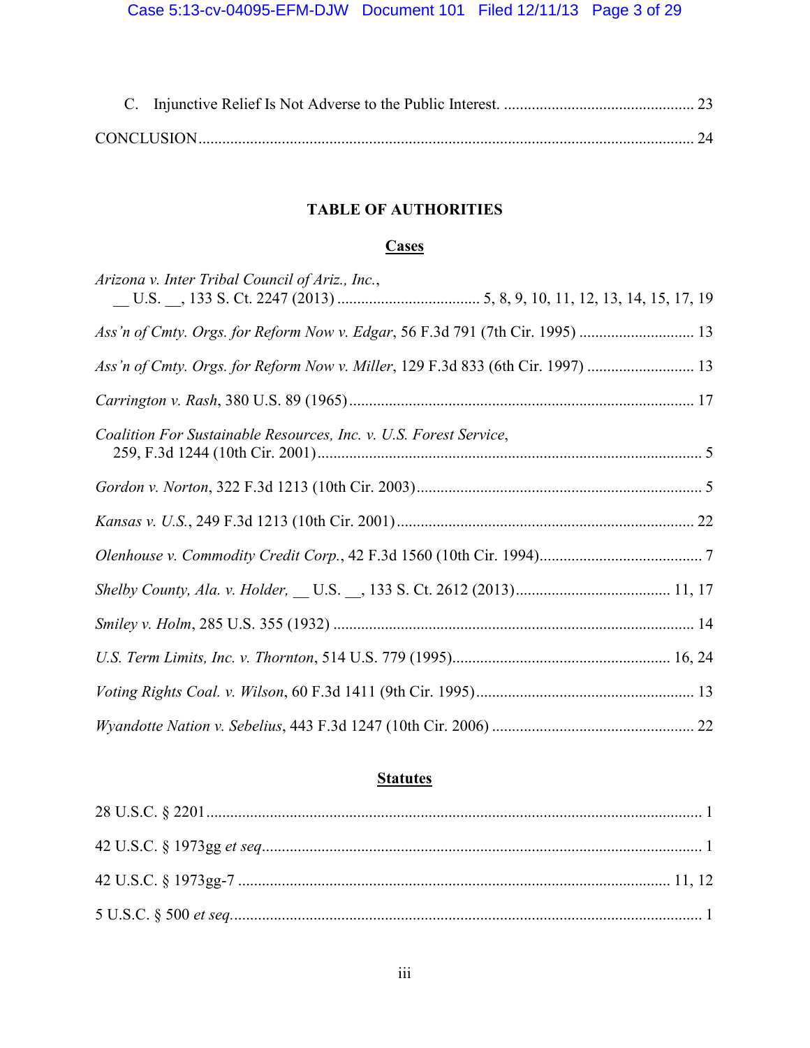C. Injunctive Relief Is Not Adverse to the Public Interest. ................................................ 23

CONCLUSION ........................................................................................................................ 24

## TABLE OF AUTHORITIES

### Cases

*Arizona v. Inter Tribal Council of Ariz., Inc.*, __ U.S. __, 133 S. Ct. 2247 (2013) .................................... 5, 8, 9, 10, 11, 12, 13, 14, 15, 17, 19

*Ass'n of Cmty. Orgs. for Reform Now v. Edgar*, 56 F.3d 791 (7th Cir. 1995) ............................. 13

*Ass'n of Cmty. Orgs. for Reform Now v. Miller*, 129 F.3d 833 (6th Cir. 1997) ........................... 13

*Carrington v. Rash*, 380 U.S. 89 (1965) ...................................................................................... 17

*Coalition For Sustainable Resources, Inc. v. U.S. Forest Service*, 259, F.3d 1244 (10th Cir. 2001) ................................................................................................. 5

*Gordon v. Norton*, 322 F.3d 1213 (10th Cir. 2003) ........................................................................ 5

*Kansas v. U.S.*, 249 F.3d 1213 (10th Cir. 2001) .......................................................................... 22

*Olenhouse v. Commodity Credit Corp.*, 42 F.3d 1560 (10th Cir. 1994) ......................................... 7

*Shelby County, Ala. v. Holder,* __ U.S. __, 133 S. Ct. 2612 (2013) ....................................... 11, 17

*Smiley v. Holm*, 285 U.S. 355 (1932) .......................................................................................... 14

*U.S. Term Limits, Inc. v. Thornton*, 514 U.S. 779 (1995) ....................................................... 16, 24

*Voting Rights Coal. v. Wilson*, 60 F.3d 1411 (9th Cir. 1995) ....................................................... 13

*Wyandotte Nation v. Sebelius*, 443 F.3d 1247 (10th Cir. 2006) ................................................... 22

### Statutes

28 U.S.C. § 2201 ............................................................................................................................ 1

42 U.S.C. § 1973gg *et seq* .............................................................................................................. 1

42 U.S.C. § 1973gg-7 ............................................................................................................. 11, 12

5 U.S.C. § 500 *et seq* ...................................................................................................................... 1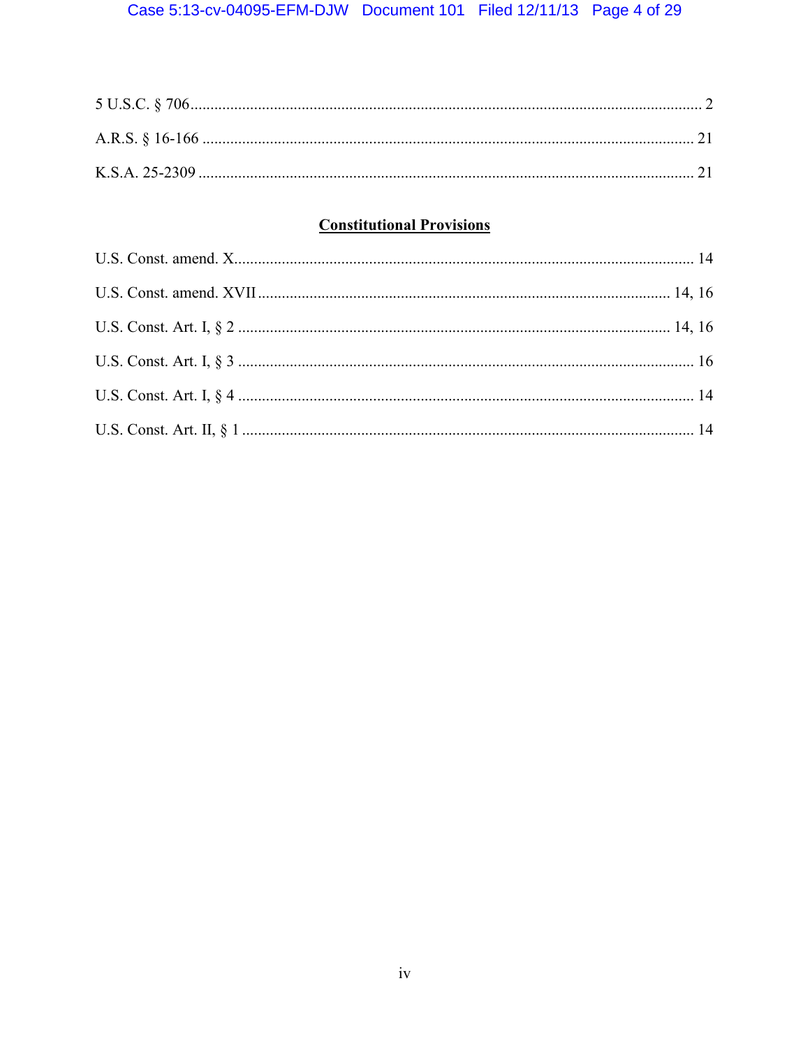5 U.S.C. § 706 ........................................................................................................................ 2

A.R.S. § 16-166 ...................................................................................................................... 21

K.S.A. 25-2309 ....................................................................................................................... 21

## **Constitutional Provisions**

U.S. Const. amend. X.............................................................................................................. 14

U.S. Const. amend. XVII ................................................................................................... 14, 16

U.S. Const. Art. I, § 2 ........................................................................................................ 14, 16

U.S. Const. Art. I, § 3 .............................................................................................................. 16

U.S. Const. Art. I, § 4 .............................................................................................................. 14

U.S. Const. Art. II, § 1 ............................................................................................................. 14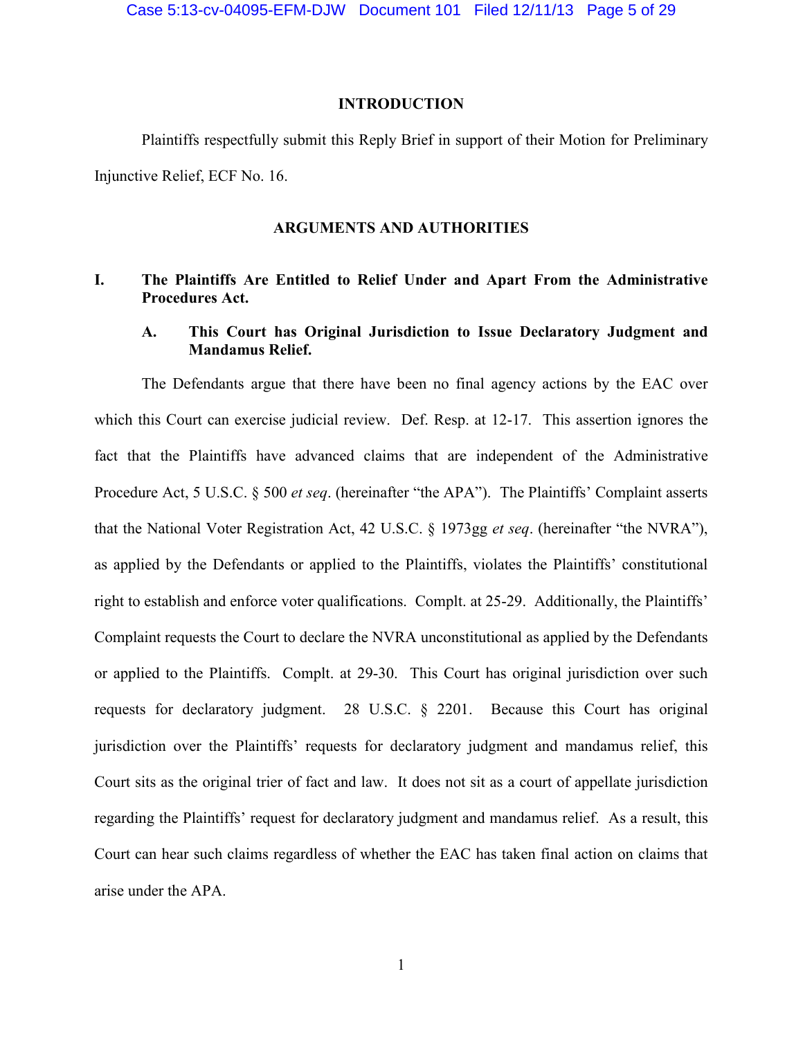## INTRODUCTION

Plaintiffs respectfully submit this Reply Brief in support of their Motion for Preliminary Injunctive Relief, ECF No. 16.

## ARGUMENTS AND AUTHORITIES

### I. The Plaintiffs Are Entitled to Relief Under and Apart From the Administrative Procedures Act.

#### A. This Court has Original Jurisdiction to Issue Declaratory Judgment and Mandamus Relief.

The Defendants argue that there have been no final agency actions by the EAC over which this Court can exercise judicial review. Def. Resp. at 12-17. This assertion ignores the fact that the Plaintiffs have advanced claims that are independent of the Administrative Procedure Act, 5 U.S.C. § 500 *et seq*. (hereinafter "the APA"). The Plaintiffs' Complaint asserts that the National Voter Registration Act, 42 U.S.C. § 1973gg *et seq*. (hereinafter "the NVRA"), as applied by the Defendants or applied to the Plaintiffs, violates the Plaintiffs' constitutional right to establish and enforce voter qualifications. Complt. at 25-29. Additionally, the Plaintiffs' Complaint requests the Court to declare the NVRA unconstitutional as applied by the Defendants or applied to the Plaintiffs. Complt. at 29-30. This Court has original jurisdiction over such requests for declaratory judgment. 28 U.S.C. § 2201. Because this Court has original jurisdiction over the Plaintiffs' requests for declaratory judgment and mandamus relief, this Court sits as the original trier of fact and law. It does not sit as a court of appellate jurisdiction regarding the Plaintiffs' request for declaratory judgment and mandamus relief. As a result, this Court can hear such claims regardless of whether the EAC has taken final action on claims that arise under the APA.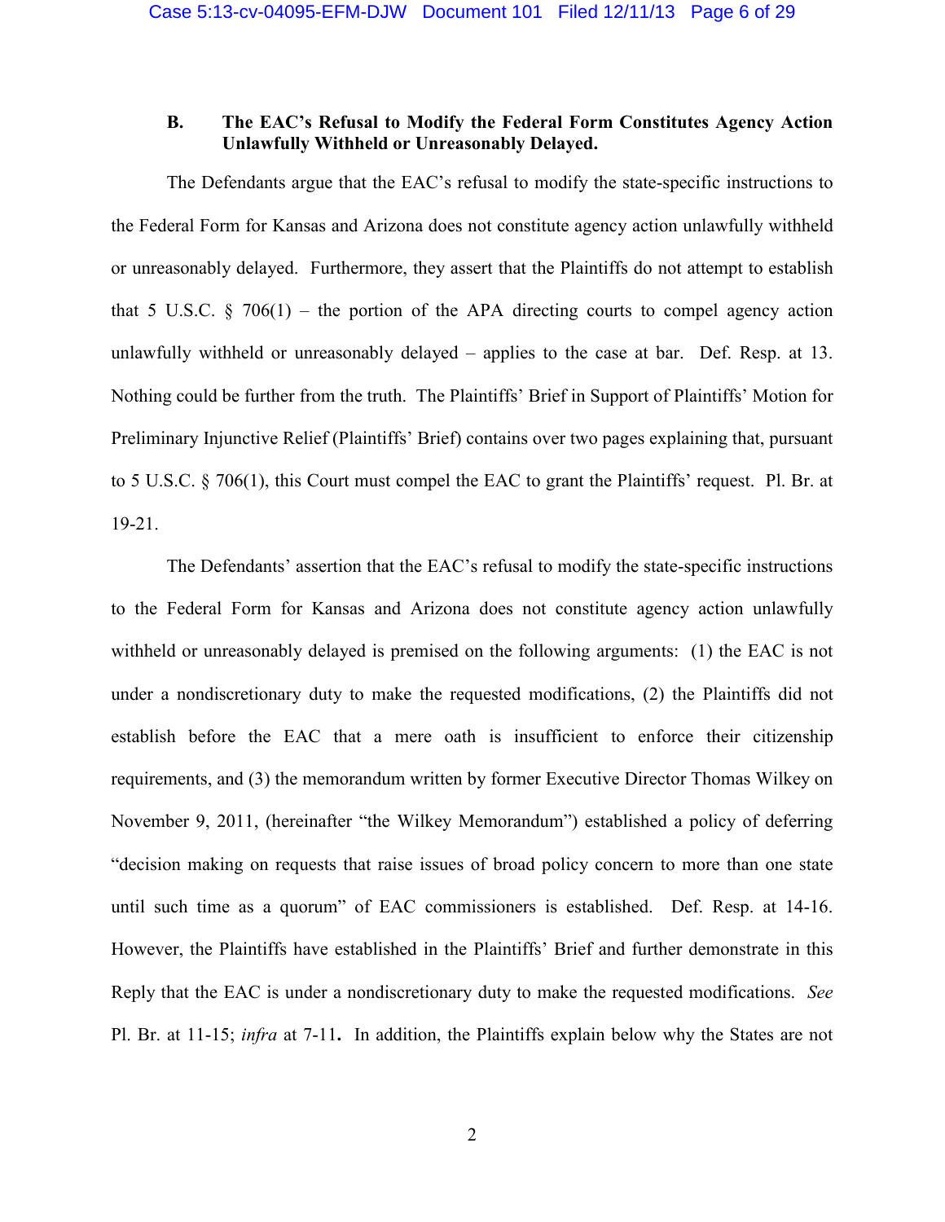### B. The EAC's Refusal to Modify the Federal Form Constitutes Agency Action Unlawfully Withheld or Unreasonably Delayed.

The Defendants argue that the EAC's refusal to modify the state-specific instructions to the Federal Form for Kansas and Arizona does not constitute agency action unlawfully withheld or unreasonably delayed. Furthermore, they assert that the Plaintiffs do not attempt to establish that 5 U.S.C. § 706(1) – the portion of the APA directing courts to compel agency action unlawfully withheld or unreasonably delayed – applies to the case at bar. Def. Resp. at 13. Nothing could be further from the truth. The Plaintiffs' Brief in Support of Plaintiffs' Motion for Preliminary Injunctive Relief (Plaintiffs' Brief) contains over two pages explaining that, pursuant to 5 U.S.C. § 706(1), this Court must compel the EAC to grant the Plaintiffs' request. Pl. Br. at 19-21.

The Defendants' assertion that the EAC's refusal to modify the state-specific instructions to the Federal Form for Kansas and Arizona does not constitute agency action unlawfully withheld or unreasonably delayed is premised on the following arguments: (1) the EAC is not under a nondiscretionary duty to make the requested modifications, (2) the Plaintiffs did not establish before the EAC that a mere oath is insufficient to enforce their citizenship requirements, and (3) the memorandum written by former Executive Director Thomas Wilkey on November 9, 2011, (hereinafter "the Wilkey Memorandum") established a policy of deferring "decision making on requests that raise issues of broad policy concern to more than one state until such time as a quorum" of EAC commissioners is established. Def. Resp. at 14-16. However, the Plaintiffs have established in the Plaintiffs' Brief and further demonstrate in this Reply that the EAC is under a nondiscretionary duty to make the requested modifications. *See* Pl. Br. at 11-15; *infra* at 7-11**.** In addition, the Plaintiffs explain below why the States are not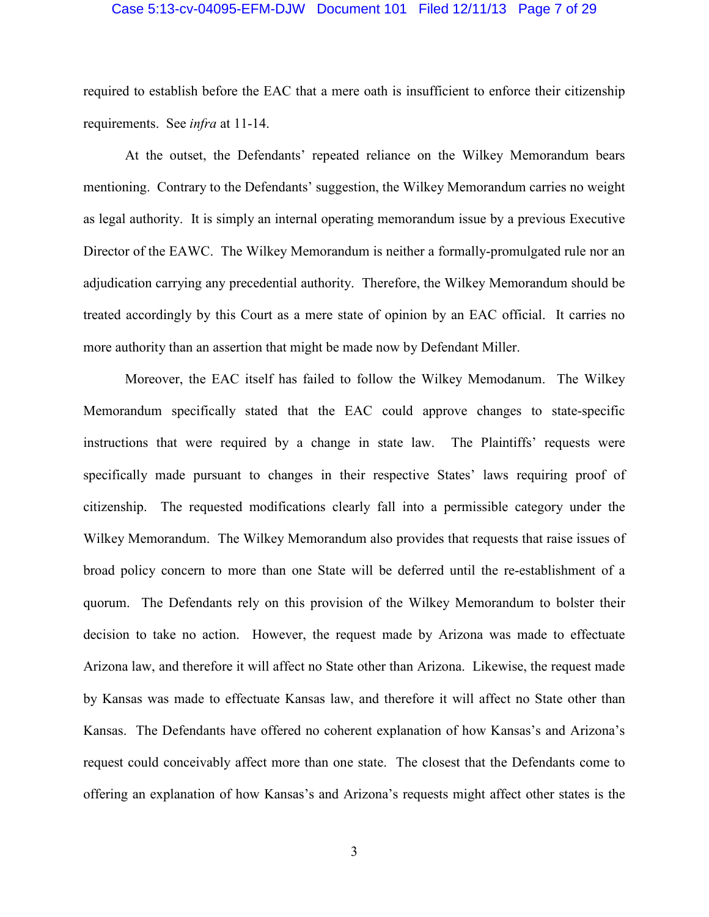required to establish before the EAC that a mere oath is insufficient to enforce their citizenship requirements. See *infra* at 11-14.

At the outset, the Defendants' repeated reliance on the Wilkey Memorandum bears mentioning. Contrary to the Defendants' suggestion, the Wilkey Memorandum carries no weight as legal authority. It is simply an internal operating memorandum issue by a previous Executive Director of the EAWC. The Wilkey Memorandum is neither a formally-promulgated rule nor an adjudication carrying any precedential authority. Therefore, the Wilkey Memorandum should be treated accordingly by this Court as a mere state of opinion by an EAC official. It carries no more authority than an assertion that might be made now by Defendant Miller.

Moreover, the EAC itself has failed to follow the Wilkey Memodanum. The Wilkey Memorandum specifically stated that the EAC could approve changes to state-specific instructions that were required by a change in state law. The Plaintiffs' requests were specifically made pursuant to changes in their respective States' laws requiring proof of citizenship. The requested modifications clearly fall into a permissible category under the Wilkey Memorandum. The Wilkey Memorandum also provides that requests that raise issues of broad policy concern to more than one State will be deferred until the re-establishment of a quorum. The Defendants rely on this provision of the Wilkey Memorandum to bolster their decision to take no action. However, the request made by Arizona was made to effectuate Arizona law, and therefore it will affect no State other than Arizona. Likewise, the request made by Kansas was made to effectuate Kansas law, and therefore it will affect no State other than Kansas. The Defendants have offered no coherent explanation of how Kansas's and Arizona's request could conceivably affect more than one state. The closest that the Defendants come to offering an explanation of how Kansas's and Arizona's requests might affect other states is the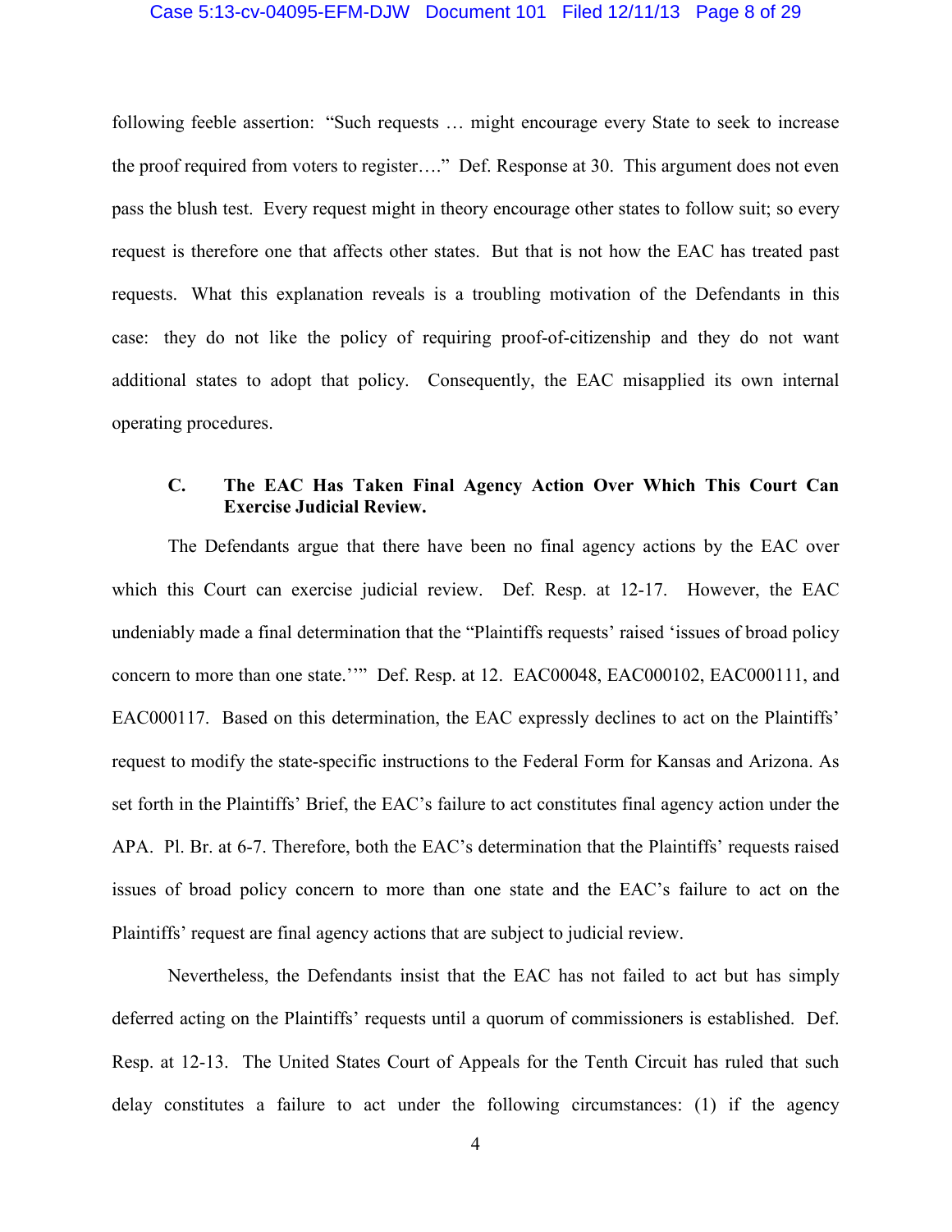following feeble assertion: "Such requests … might encourage every State to seek to increase the proof required from voters to register…." Def. Response at 30. This argument does not even pass the blush test. Every request might in theory encourage other states to follow suit; so every request is therefore one that affects other states. But that is not how the EAC has treated past requests. What this explanation reveals is a troubling motivation of the Defendants in this case: they do not like the policy of requiring proof-of-citizenship and they do not want additional states to adopt that policy. Consequently, the EAC misapplied its own internal operating procedures.

### C. The EAC Has Taken Final Agency Action Over Which This Court Can Exercise Judicial Review.

The Defendants argue that there have been no final agency actions by the EAC over which this Court can exercise judicial review. Def. Resp. at 12-17. However, the EAC undeniably made a final determination that the "Plaintiffs requests' raised 'issues of broad policy concern to more than one state.''" Def. Resp. at 12. EAC00048, EAC000102, EAC000111, and EAC000117. Based on this determination, the EAC expressly declines to act on the Plaintiffs' request to modify the state-specific instructions to the Federal Form for Kansas and Arizona. As set forth in the Plaintiffs' Brief, the EAC's failure to act constitutes final agency action under the APA. Pl. Br. at 6-7. Therefore, both the EAC's determination that the Plaintiffs' requests raised issues of broad policy concern to more than one state and the EAC's failure to act on the Plaintiffs' request are final agency actions that are subject to judicial review.

Nevertheless, the Defendants insist that the EAC has not failed to act but has simply deferred acting on the Plaintiffs' requests until a quorum of commissioners is established. Def. Resp. at 12-13. The United States Court of Appeals for the Tenth Circuit has ruled that such delay constitutes a failure to act under the following circumstances: (1) if the agency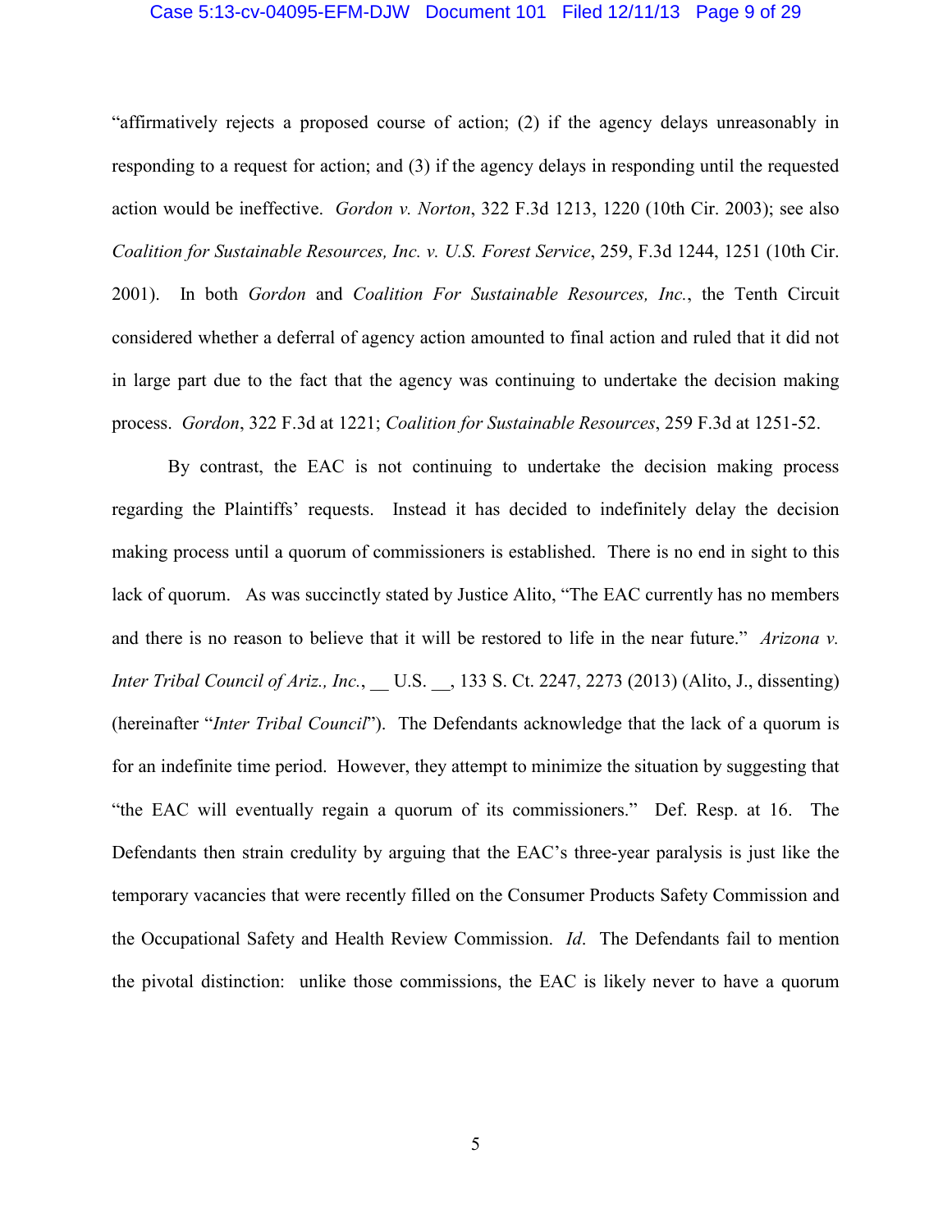"affirmatively rejects a proposed course of action; (2) if the agency delays unreasonably in responding to a request for action; and (3) if the agency delays in responding until the requested action would be ineffective. *Gordon v. Norton*, 322 F.3d 1213, 1220 (10th Cir. 2003); see also *Coalition for Sustainable Resources, Inc. v. U.S. Forest Service*, 259, F.3d 1244, 1251 (10th Cir. 2001). In both *Gordon* and *Coalition For Sustainable Resources, Inc.*, the Tenth Circuit considered whether a deferral of agency action amounted to final action and ruled that it did not in large part due to the fact that the agency was continuing to undertake the decision making process. *Gordon*, 322 F.3d at 1221; *Coalition for Sustainable Resources*, 259 F.3d at 1251-52.

By contrast, the EAC is not continuing to undertake the decision making process regarding the Plaintiffs' requests. Instead it has decided to indefinitely delay the decision making process until a quorum of commissioners is established. There is no end in sight to this lack of quorum. As was succinctly stated by Justice Alito, "The EAC currently has no members and there is no reason to believe that it will be restored to life in the near future." *Arizona v. Inter Tribal Council of Ariz., Inc.*, __ U.S. __, 133 S. Ct. 2247, 2273 (2013) (Alito, J., dissenting) (hereinafter "*Inter Tribal Council*"). The Defendants acknowledge that the lack of a quorum is for an indefinite time period. However, they attempt to minimize the situation by suggesting that "the EAC will eventually regain a quorum of its commissioners." Def. Resp. at 16. The Defendants then strain credulity by arguing that the EAC's three-year paralysis is just like the temporary vacancies that were recently filled on the Consumer Products Safety Commission and the Occupational Safety and Health Review Commission. *Id*. The Defendants fail to mention the pivotal distinction: unlike those commissions, the EAC is likely never to have a quorum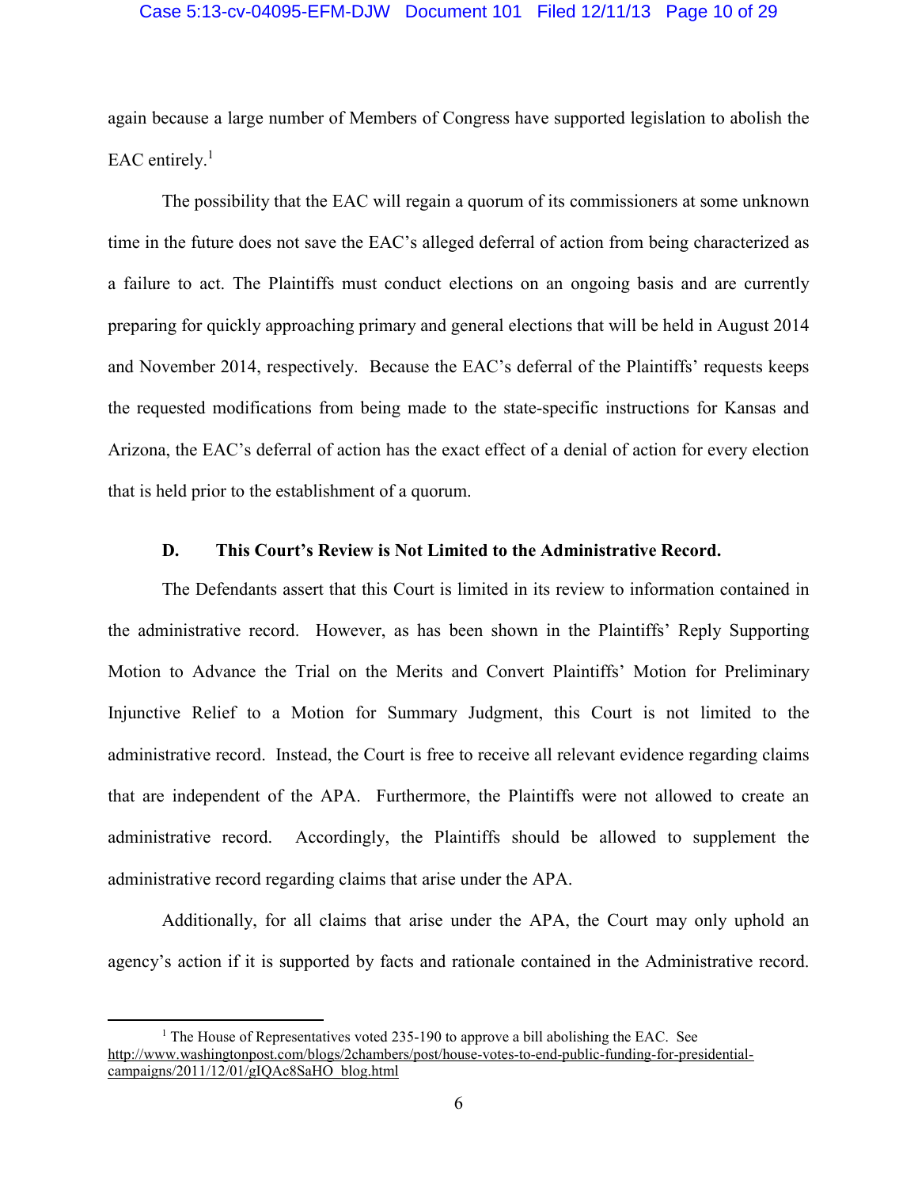again because a large number of Members of Congress have supported legislation to abolish the EAC entirely.[1]

The possibility that the EAC will regain a quorum of its commissioners at some unknown time in the future does not save the EAC's alleged deferral of action from being characterized as a failure to act. The Plaintiffs must conduct elections on an ongoing basis and are currently preparing for quickly approaching primary and general elections that will be held in August 2014 and November 2014, respectively. Because the EAC's deferral of the Plaintiffs' requests keeps the requested modifications from being made to the state-specific instructions for Kansas and Arizona, the EAC's deferral of action has the exact effect of a denial of action for every election that is held prior to the establishment of a quorum.

### D. This Court's Review is Not Limited to the Administrative Record.

The Defendants assert that this Court is limited in its review to information contained in the administrative record. However, as has been shown in the Plaintiffs' Reply Supporting Motion to Advance the Trial on the Merits and Convert Plaintiffs' Motion for Preliminary Injunctive Relief to a Motion for Summary Judgment, this Court is not limited to the administrative record. Instead, the Court is free to receive all relevant evidence regarding claims that are independent of the APA. Furthermore, the Plaintiffs were not allowed to create an administrative record. Accordingly, the Plaintiffs should be allowed to supplement the administrative record regarding claims that arise under the APA.

Additionally, for all claims that arise under the APA, the Court may only uphold an agency's action if it is supported by facts and rationale contained in the Administrative record.

---

[1] The House of Representatives voted 235-190 to approve a bill abolishing the EAC. See http://www.washingtonpost.com/blogs/2chambers/post/house-votes-to-end-public-funding-for-presidential-campaigns/2011/12/01/gIQAc8SaHO_blog.html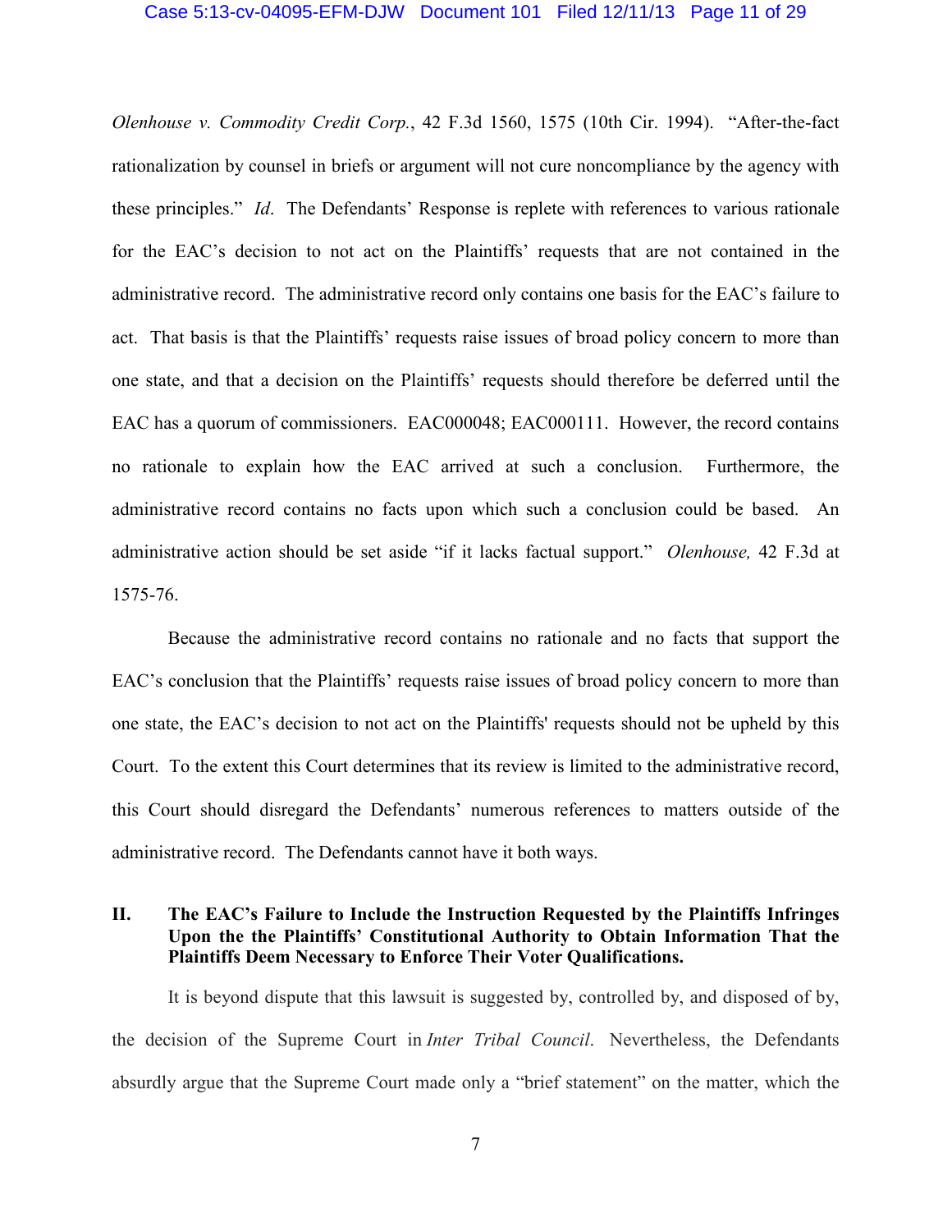*Olenhouse v. Commodity Credit Corp.*, 42 F.3d 1560, 1575 (10th Cir. 1994). "After-the-fact rationalization by counsel in briefs or argument will not cure noncompliance by the agency with these principles." *Id*. The Defendants' Response is replete with references to various rationale for the EAC's decision to not act on the Plaintiffs' requests that are not contained in the administrative record. The administrative record only contains one basis for the EAC's failure to act. That basis is that the Plaintiffs' requests raise issues of broad policy concern to more than one state, and that a decision on the Plaintiffs' requests should therefore be deferred until the EAC has a quorum of commissioners. EAC000048; EAC000111. However, the record contains no rationale to explain how the EAC arrived at such a conclusion. Furthermore, the administrative record contains no facts upon which such a conclusion could be based. An administrative action should be set aside "if it lacks factual support." *Olenhouse,* 42 F.3d at 1575-76.

Because the administrative record contains no rationale and no facts that support the EAC's conclusion that the Plaintiffs' requests raise issues of broad policy concern to more than one state, the EAC's decision to not act on the Plaintiffs' requests should not be upheld by this Court. To the extent this Court determines that its review is limited to the administrative record, this Court should disregard the Defendants' numerous references to matters outside of the administrative record. The Defendants cannot have it both ways.

## II. The EAC's Failure to Include the Instruction Requested by the Plaintiffs Infringes Upon the the Plaintiffs' Constitutional Authority to Obtain Information That the Plaintiffs Deem Necessary to Enforce Their Voter Qualifications.

It is beyond dispute that this lawsuit is suggested by, controlled by, and disposed of by, the decision of the Supreme Court in *Inter Tribal Council*. Nevertheless, the Defendants absurdly argue that the Supreme Court made only a "brief statement" on the matter, which the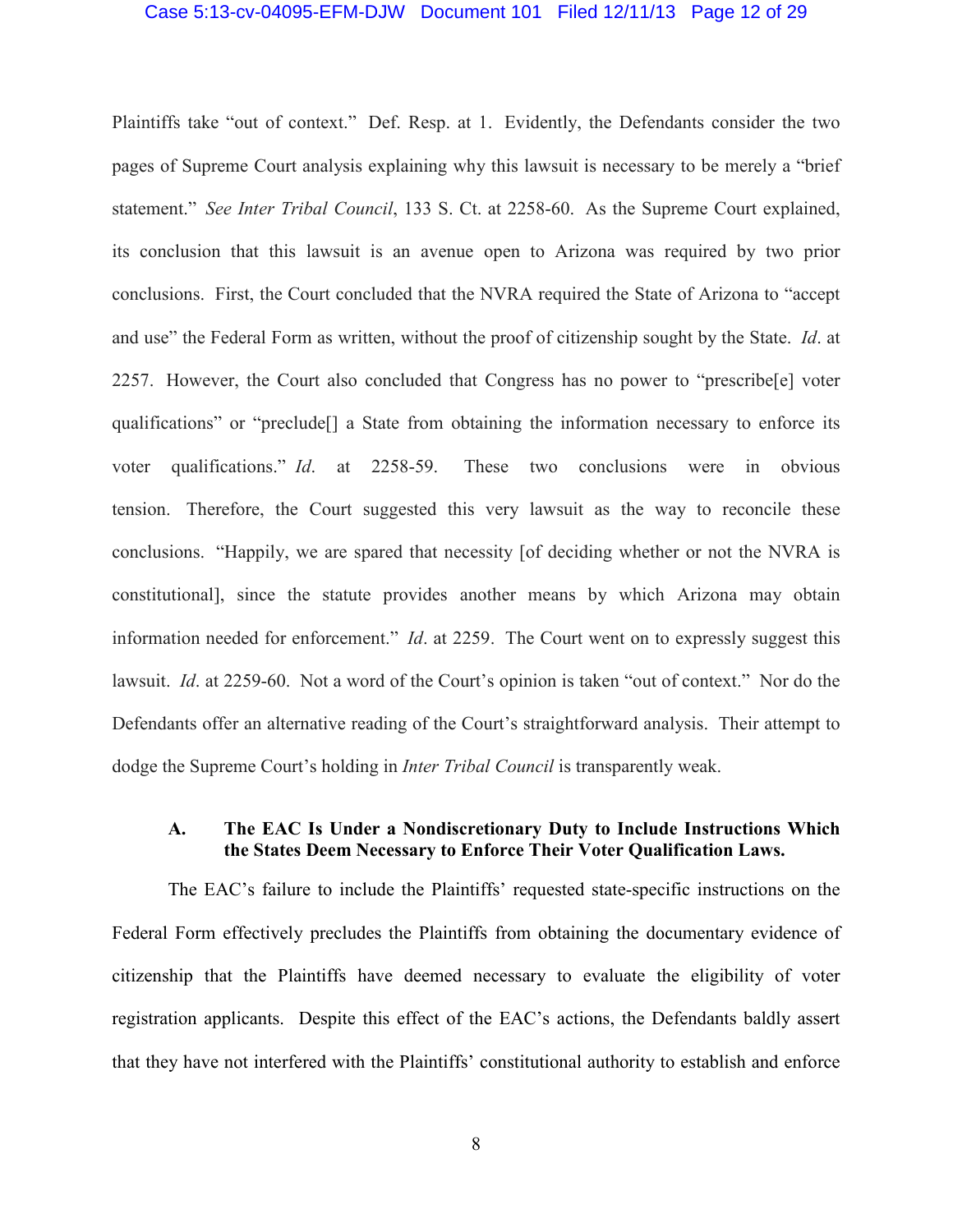Plaintiffs take "out of context." Def. Resp. at 1. Evidently, the Defendants consider the two pages of Supreme Court analysis explaining why this lawsuit is necessary to be merely a "brief statement." *See Inter Tribal Council*, 133 S. Ct. at 2258-60. As the Supreme Court explained, its conclusion that this lawsuit is an avenue open to Arizona was required by two prior conclusions. First, the Court concluded that the NVRA required the State of Arizona to "accept and use" the Federal Form as written, without the proof of citizenship sought by the State. *Id*. at 2257. However, the Court also concluded that Congress has no power to "prescribe[e] voter qualifications" or "preclude[] a State from obtaining the information necessary to enforce its voter qualifications." *Id*. at 2258-59. These two conclusions were in obvious tension. Therefore, the Court suggested this very lawsuit as the way to reconcile these conclusions. "Happily, we are spared that necessity [of deciding whether or not the NVRA is constitutional], since the statute provides another means by which Arizona may obtain information needed for enforcement." *Id*. at 2259. The Court went on to expressly suggest this lawsuit. *Id*. at 2259-60. Not a word of the Court's opinion is taken "out of context." Nor do the Defendants offer an alternative reading of the Court's straightforward analysis. Their attempt to dodge the Supreme Court's holding in *Inter Tribal Council* is transparently weak.

### A. The EAC Is Under a Nondiscretionary Duty to Include Instructions Which the States Deem Necessary to Enforce Their Voter Qualification Laws.

The EAC's failure to include the Plaintiffs' requested state-specific instructions on the Federal Form effectively precludes the Plaintiffs from obtaining the documentary evidence of citizenship that the Plaintiffs have deemed necessary to evaluate the eligibility of voter registration applicants. Despite this effect of the EAC's actions, the Defendants baldly assert that they have not interfered with the Plaintiffs' constitutional authority to establish and enforce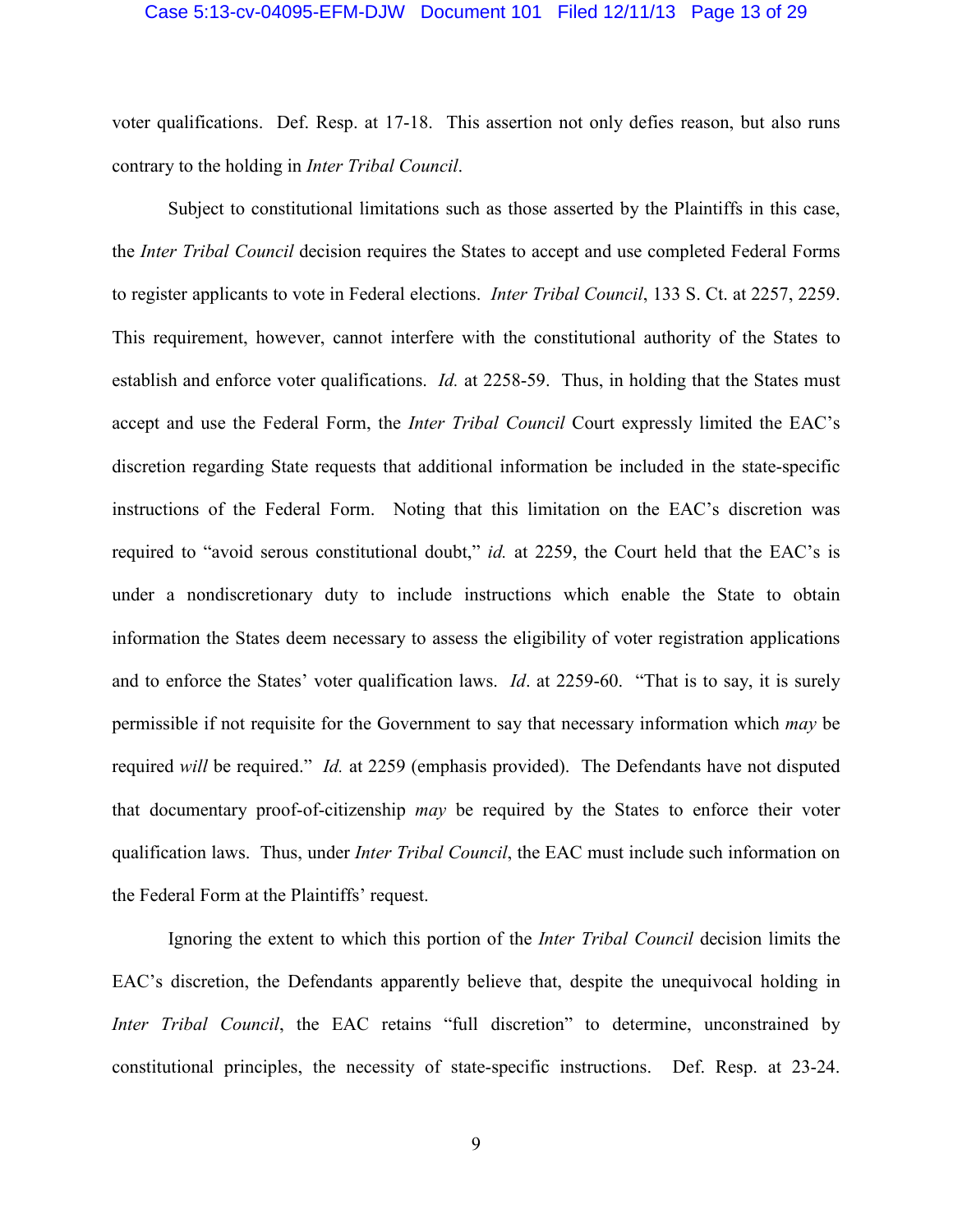voter qualifications. Def. Resp. at 17-18. This assertion not only defies reason, but also runs contrary to the holding in *Inter Tribal Council*.

Subject to constitutional limitations such as those asserted by the Plaintiffs in this case, the *Inter Tribal Council* decision requires the States to accept and use completed Federal Forms to register applicants to vote in Federal elections. *Inter Tribal Council*, 133 S. Ct. at 2257, 2259. This requirement, however, cannot interfere with the constitutional authority of the States to establish and enforce voter qualifications. *Id.* at 2258-59. Thus, in holding that the States must accept and use the Federal Form, the *Inter Tribal Council* Court expressly limited the EAC's discretion regarding State requests that additional information be included in the state-specific instructions of the Federal Form. Noting that this limitation on the EAC's discretion was required to "avoid serous constitutional doubt," *id.* at 2259, the Court held that the EAC's is under a nondiscretionary duty to include instructions which enable the State to obtain information the States deem necessary to assess the eligibility of voter registration applications and to enforce the States' voter qualification laws. *Id*. at 2259-60. "That is to say, it is surely permissible if not requisite for the Government to say that necessary information which *may* be required *will* be required." *Id.* at 2259 (emphasis provided). The Defendants have not disputed that documentary proof-of-citizenship *may* be required by the States to enforce their voter qualification laws. Thus, under *Inter Tribal Council*, the EAC must include such information on the Federal Form at the Plaintiffs' request.

Ignoring the extent to which this portion of the *Inter Tribal Council* decision limits the EAC's discretion, the Defendants apparently believe that, despite the unequivocal holding in *Inter Tribal Council*, the EAC retains "full discretion" to determine, unconstrained by constitutional principles, the necessity of state-specific instructions. Def. Resp. at 23-24.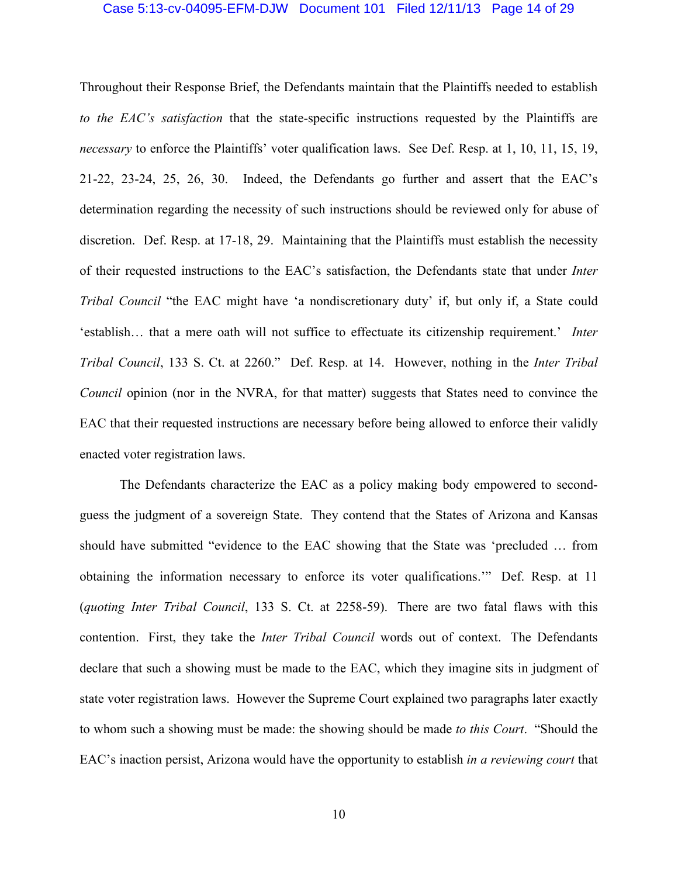Throughout their Response Brief, the Defendants maintain that the Plaintiffs needed to establish *to the EAC's satisfaction* that the state-specific instructions requested by the Plaintiffs are *necessary* to enforce the Plaintiffs' voter qualification laws. See Def. Resp. at 1, 10, 11, 15, 19, 21-22, 23-24, 25, 26, 30. Indeed, the Defendants go further and assert that the EAC's determination regarding the necessity of such instructions should be reviewed only for abuse of discretion. Def. Resp. at 17-18, 29. Maintaining that the Plaintiffs must establish the necessity of their requested instructions to the EAC's satisfaction, the Defendants state that under *Inter Tribal Council* "the EAC might have 'a nondiscretionary duty' if, but only if, a State could 'establish… that a mere oath will not suffice to effectuate its citizenship requirement.' *Inter Tribal Council*, 133 S. Ct. at 2260." Def. Resp. at 14. However, nothing in the *Inter Tribal Council* opinion (nor in the NVRA, for that matter) suggests that States need to convince the EAC that their requested instructions are necessary before being allowed to enforce their validly enacted voter registration laws.

The Defendants characterize the EAC as a policy making body empowered to second-guess the judgment of a sovereign State. They contend that the States of Arizona and Kansas should have submitted "evidence to the EAC showing that the State was 'precluded … from obtaining the information necessary to enforce its voter qualifications.'" Def. Resp. at 11 (*quoting Inter Tribal Council*, 133 S. Ct. at 2258-59). There are two fatal flaws with this contention. First, they take the *Inter Tribal Council* words out of context. The Defendants declare that such a showing must be made to the EAC, which they imagine sits in judgment of state voter registration laws. However the Supreme Court explained two paragraphs later exactly to whom such a showing must be made: the showing should be made *to this Court*. "Should the EAC's inaction persist, Arizona would have the opportunity to establish *in a reviewing court* that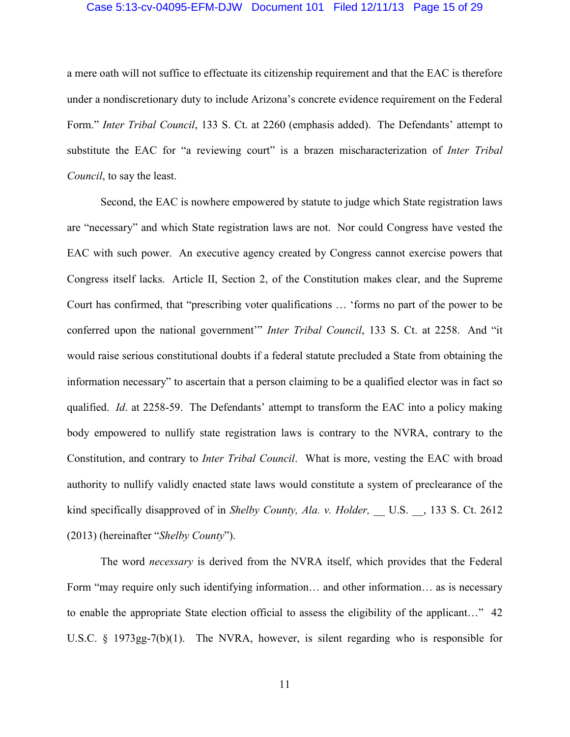a mere oath will not suffice to effectuate its citizenship requirement and that the EAC is therefore under a nondiscretionary duty to include Arizona's concrete evidence requirement on the Federal Form." *Inter Tribal Council*, 133 S. Ct. at 2260 (emphasis added). The Defendants' attempt to substitute the EAC for "a reviewing court" is a brazen mischaracterization of *Inter Tribal Council*, to say the least.

Second, the EAC is nowhere empowered by statute to judge which State registration laws are "necessary" and which State registration laws are not. Nor could Congress have vested the EAC with such power. An executive agency created by Congress cannot exercise powers that Congress itself lacks. Article II, Section 2, of the Constitution makes clear, and the Supreme Court has confirmed, that "prescribing voter qualifications … 'forms no part of the power to be conferred upon the national government'" *Inter Tribal Council*, 133 S. Ct. at 2258. And "it would raise serious constitutional doubts if a federal statute precluded a State from obtaining the information necessary" to ascertain that a person claiming to be a qualified elector was in fact so qualified. *Id*. at 2258-59. The Defendants' attempt to transform the EAC into a policy making body empowered to nullify state registration laws is contrary to the NVRA, contrary to the Constitution, and contrary to *Inter Tribal Council*. What is more, vesting the EAC with broad authority to nullify validly enacted state laws would constitute a system of preclearance of the kind specifically disapproved of in *Shelby County, Ala. v. Holder,* __ U.S. __, 133 S. Ct. 2612 (2013) (hereinafter "*Shelby County*").

The word *necessary* is derived from the NVRA itself, which provides that the Federal Form "may require only such identifying information… and other information… as is necessary to enable the appropriate State election official to assess the eligibility of the applicant…" 42 U.S.C. § 1973gg-7(b)(1). The NVRA, however, is silent regarding who is responsible for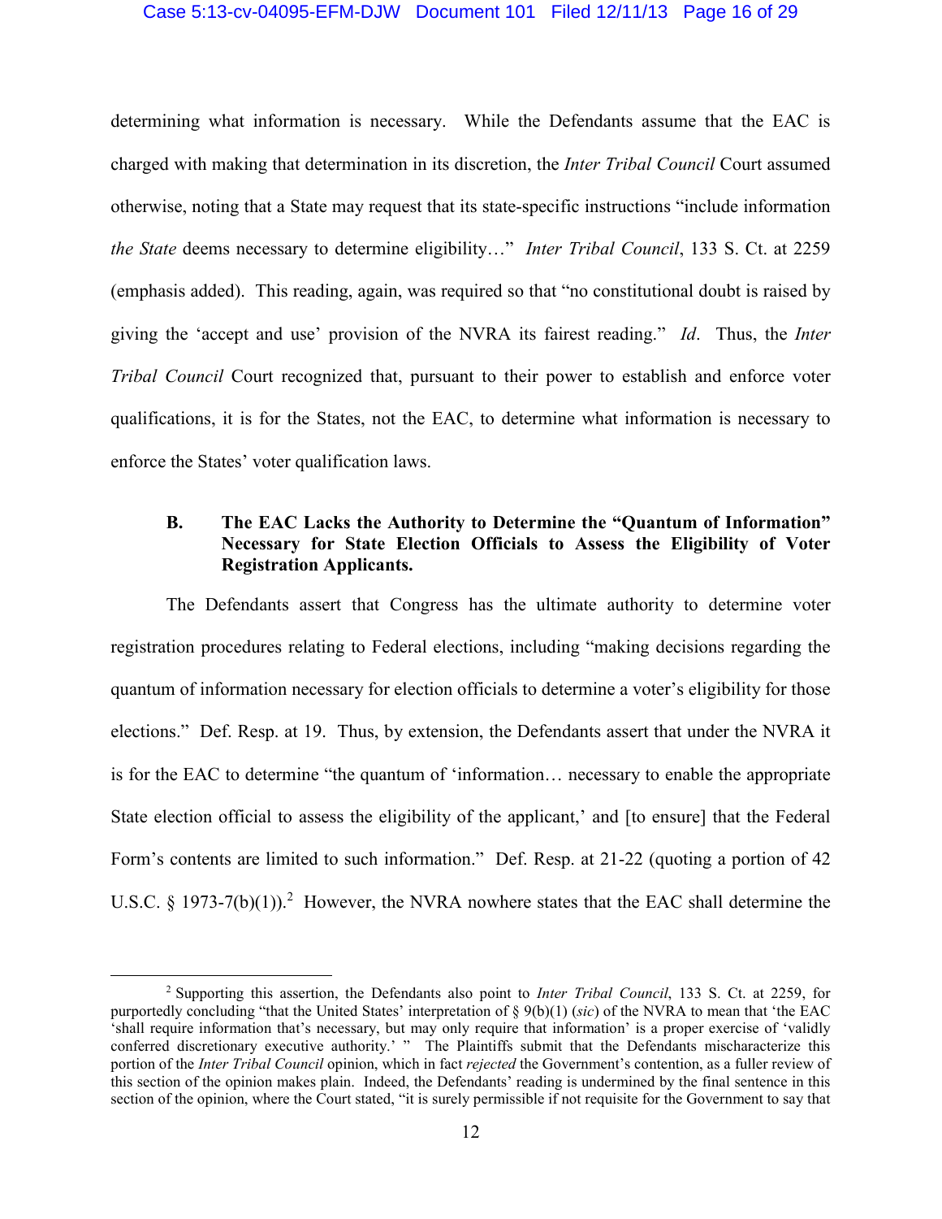determining what information is necessary. While the Defendants assume that the EAC is charged with making that determination in its discretion, the *Inter Tribal Council* Court assumed otherwise, noting that a State may request that its state-specific instructions "include information *the State* deems necessary to determine eligibility…" *Inter Tribal Council*, 133 S. Ct. at 2259 (emphasis added). This reading, again, was required so that "no constitutional doubt is raised by giving the 'accept and use' provision of the NVRA its fairest reading." *Id*. Thus, the *Inter Tribal Council* Court recognized that, pursuant to their power to establish and enforce voter qualifications, it is for the States, not the EAC, to determine what information is necessary to enforce the States' voter qualification laws.

### B. The EAC Lacks the Authority to Determine the "Quantum of Information" Necessary for State Election Officials to Assess the Eligibility of Voter Registration Applicants.

The Defendants assert that Congress has the ultimate authority to determine voter registration procedures relating to Federal elections, including "making decisions regarding the quantum of information necessary for election officials to determine a voter's eligibility for those elections." Def. Resp. at 19. Thus, by extension, the Defendants assert that under the NVRA it is for the EAC to determine "the quantum of 'information… necessary to enable the appropriate State election official to assess the eligibility of the applicant,' and [to ensure] that the Federal Form's contents are limited to such information." Def. Resp. at 21-22 (quoting a portion of 42 U.S.C. § 1973-7(b)(1)).[2] However, the NVRA nowhere states that the EAC shall determine the

---

[2] Supporting this assertion, the Defendants also point to *Inter Tribal Council*, 133 S. Ct. at 2259, for purportedly concluding "that the United States' interpretation of § 9(b)(1) (*sic*) of the NVRA to mean that 'the EAC 'shall require information that's necessary, but may only require that information' is a proper exercise of 'validly conferred discretionary executive authority.' " The Plaintiffs submit that the Defendants mischaracterize this portion of the *Inter Tribal Council* opinion, which in fact *rejected* the Government's contention, as a fuller review of this section of the opinion makes plain. Indeed, the Defendants' reading is undermined by the final sentence in this section of the opinion, where the Court stated, "it is surely permissible if not requisite for the Government to say that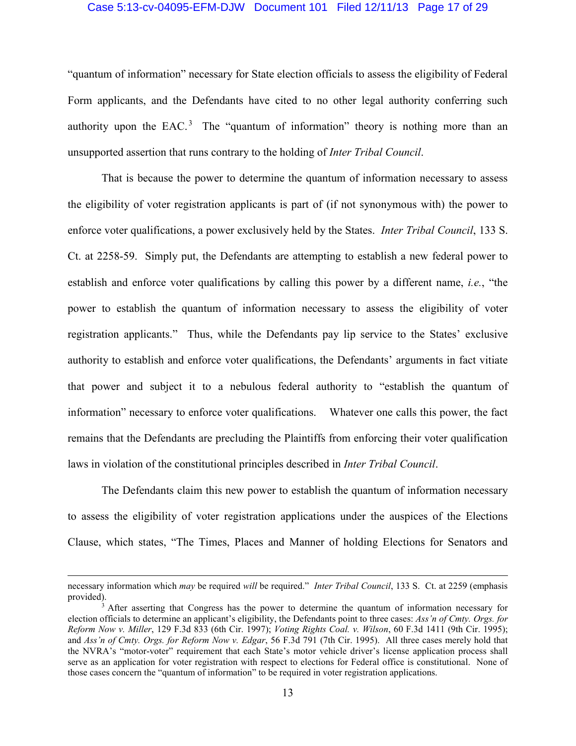"quantum of information" necessary for State election officials to assess the eligibility of Federal Form applicants, and the Defendants have cited to no other legal authority conferring such authority upon the EAC.[3] The "quantum of information" theory is nothing more than an unsupported assertion that runs contrary to the holding of *Inter Tribal Council*.

That is because the power to determine the quantum of information necessary to assess the eligibility of voter registration applicants is part of (if not synonymous with) the power to enforce voter qualifications, a power exclusively held by the States. *Inter Tribal Council*, 133 S. Ct. at 2258-59. Simply put, the Defendants are attempting to establish a new federal power to establish and enforce voter qualifications by calling this power by a different name, *i.e.*, "the power to establish the quantum of information necessary to assess the eligibility of voter registration applicants." Thus, while the Defendants pay lip service to the States' exclusive authority to establish and enforce voter qualifications, the Defendants' arguments in fact vitiate that power and subject it to a nebulous federal authority to "establish the quantum of information" necessary to enforce voter qualifications. Whatever one calls this power, the fact remains that the Defendants are precluding the Plaintiffs from enforcing their voter qualification laws in violation of the constitutional principles described in *Inter Tribal Council*.

The Defendants claim this new power to establish the quantum of information necessary to assess the eligibility of voter registration applications under the auspices of the Elections Clause, which states, "The Times, Places and Manner of holding Elections for Senators and

---

necessary information which *may* be required *will* be required." *Inter Tribal Council*, 133 S. Ct. at 2259 (emphasis provided).

[3] After asserting that Congress has the power to determine the quantum of information necessary for election officials to determine an applicant's eligibility, the Defendants point to three cases: *Ass'n of Cmty. Orgs. for Reform Now v. Miller*, 129 F.3d 833 (6th Cir. 1997); *Voting Rights Coal. v. Wilson*, 60 F.3d 1411 (9th Cir. 1995); and *Ass'n of Cmty. Orgs. for Reform Now v. Edgar*, 56 F.3d 791 (7th Cir. 1995). All three cases merely hold that the NVRA's "motor-voter" requirement that each State's motor vehicle driver's license application process shall serve as an application for voter registration with respect to elections for Federal office is constitutional. None of those cases concern the "quantum of information" to be required in voter registration applications.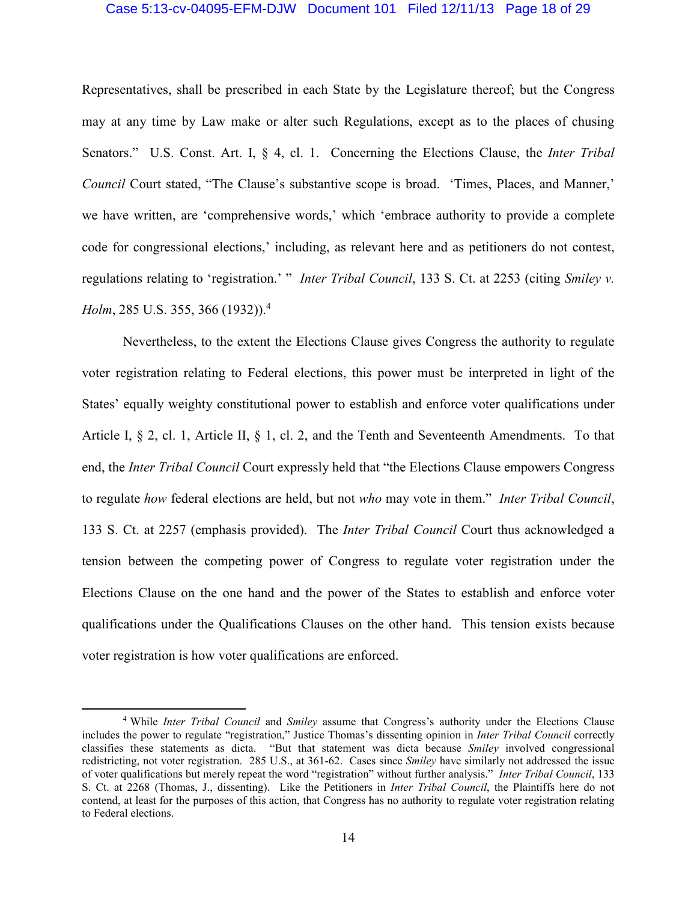Representatives, shall be prescribed in each State by the Legislature thereof; but the Congress may at any time by Law make or alter such Regulations, except as to the places of chusing Senators." U.S. Const. Art. I, § 4, cl. 1. Concerning the Elections Clause, the *Inter Tribal Council* Court stated, "The Clause's substantive scope is broad. 'Times, Places, and Manner,' we have written, are 'comprehensive words,' which 'embrace authority to provide a complete code for congressional elections,' including, as relevant here and as petitioners do not contest, regulations relating to 'registration.' " *Inter Tribal Council*, 133 S. Ct. at 2253 (citing *Smiley v. Holm*, 285 U.S. 355, 366 (1932)).[4]

Nevertheless, to the extent the Elections Clause gives Congress the authority to regulate voter registration relating to Federal elections, this power must be interpreted in light of the States' equally weighty constitutional power to establish and enforce voter qualifications under Article I, § 2, cl. 1, Article II, § 1, cl. 2, and the Tenth and Seventeenth Amendments. To that end, the *Inter Tribal Council* Court expressly held that "the Elections Clause empowers Congress to regulate *how* federal elections are held, but not *who* may vote in them." *Inter Tribal Council*, 133 S. Ct. at 2257 (emphasis provided). The *Inter Tribal Council* Court thus acknowledged a tension between the competing power of Congress to regulate voter registration under the Elections Clause on the one hand and the power of the States to establish and enforce voter qualifications under the Qualifications Clauses on the other hand. This tension exists because voter registration is how voter qualifications are enforced.

---

[4] While *Inter Tribal Council* and *Smiley* assume that Congress's authority under the Elections Clause includes the power to regulate "registration," Justice Thomas's dissenting opinion in *Inter Tribal Council* correctly classifies these statements as dicta. "But that statement was dicta because *Smiley* involved congressional redistricting, not voter registration. 285 U.S., at 361-62. Cases since *Smiley* have similarly not addressed the issue of voter qualifications but merely repeat the word "registration" without further analysis." *Inter Tribal Council*, 133 S. Ct. at 2268 (Thomas, J., dissenting). Like the Petitioners in *Inter Tribal Council*, the Plaintiffs here do not contend, at least for the purposes of this action, that Congress has no authority to regulate voter registration relating to Federal elections.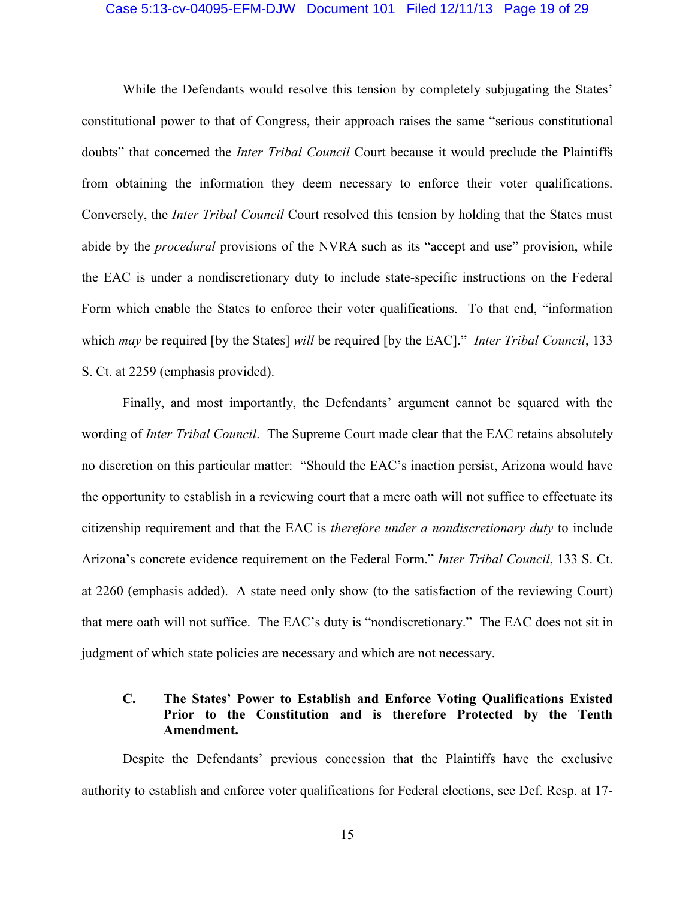While the Defendants would resolve this tension by completely subjugating the States' constitutional power to that of Congress, their approach raises the same "serious constitutional doubts" that concerned the *Inter Tribal Council* Court because it would preclude the Plaintiffs from obtaining the information they deem necessary to enforce their voter qualifications. Conversely, the *Inter Tribal Council* Court resolved this tension by holding that the States must abide by the *procedural* provisions of the NVRA such as its "accept and use" provision, while the EAC is under a nondiscretionary duty to include state-specific instructions on the Federal Form which enable the States to enforce their voter qualifications. To that end, "information which *may* be required [by the States] *will* be required [by the EAC]." *Inter Tribal Council*, 133 S. Ct. at 2259 (emphasis provided).

Finally, and most importantly, the Defendants' argument cannot be squared with the wording of *Inter Tribal Council*. The Supreme Court made clear that the EAC retains absolutely no discretion on this particular matter: "Should the EAC's inaction persist, Arizona would have the opportunity to establish in a reviewing court that a mere oath will not suffice to effectuate its citizenship requirement and that the EAC is *therefore under a nondiscretionary duty* to include Arizona's concrete evidence requirement on the Federal Form." *Inter Tribal Council*, 133 S. Ct. at 2260 (emphasis added). A state need only show (to the satisfaction of the reviewing Court) that mere oath will not suffice. The EAC's duty is "nondiscretionary." The EAC does not sit in judgment of which state policies are necessary and which are not necessary.

### C. The States' Power to Establish and Enforce Voting Qualifications Existed Prior to the Constitution and is therefore Protected by the Tenth Amendment.

Despite the Defendants' previous concession that the Plaintiffs have the exclusive authority to establish and enforce voter qualifications for Federal elections, see Def. Resp. at 17-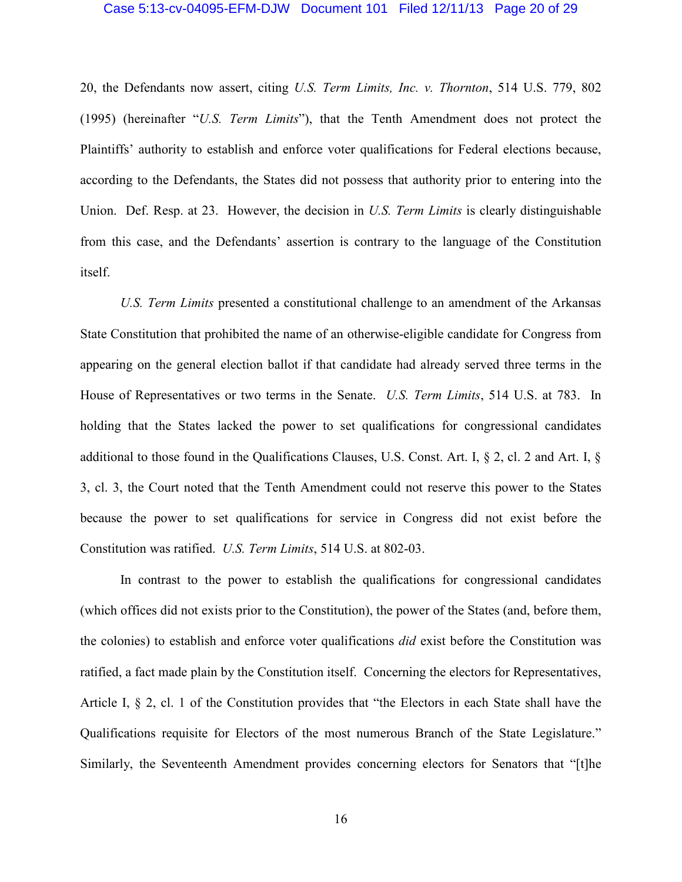20, the Defendants now assert, citing *U.S. Term Limits, Inc. v. Thornton*, 514 U.S. 779, 802 (1995) (hereinafter "*U.S. Term Limits*"), that the Tenth Amendment does not protect the Plaintiffs' authority to establish and enforce voter qualifications for Federal elections because, according to the Defendants, the States did not possess that authority prior to entering into the Union. Def. Resp. at 23. However, the decision in *U.S. Term Limits* is clearly distinguishable from this case, and the Defendants' assertion is contrary to the language of the Constitution itself.

*U.S. Term Limits* presented a constitutional challenge to an amendment of the Arkansas State Constitution that prohibited the name of an otherwise-eligible candidate for Congress from appearing on the general election ballot if that candidate had already served three terms in the House of Representatives or two terms in the Senate. *U.S. Term Limits*, 514 U.S. at 783. In holding that the States lacked the power to set qualifications for congressional candidates additional to those found in the Qualifications Clauses, U.S. Const. Art. I, § 2, cl. 2 and Art. I, § 3, cl. 3, the Court noted that the Tenth Amendment could not reserve this power to the States because the power to set qualifications for service in Congress did not exist before the Constitution was ratified. *U.S. Term Limits*, 514 U.S. at 802-03.

In contrast to the power to establish the qualifications for congressional candidates (which offices did not exists prior to the Constitution), the power of the States (and, before them, the colonies) to establish and enforce voter qualifications *did* exist before the Constitution was ratified, a fact made plain by the Constitution itself. Concerning the electors for Representatives, Article I, § 2, cl. 1 of the Constitution provides that "the Electors in each State shall have the Qualifications requisite for Electors of the most numerous Branch of the State Legislature." Similarly, the Seventeenth Amendment provides concerning electors for Senators that "[t]he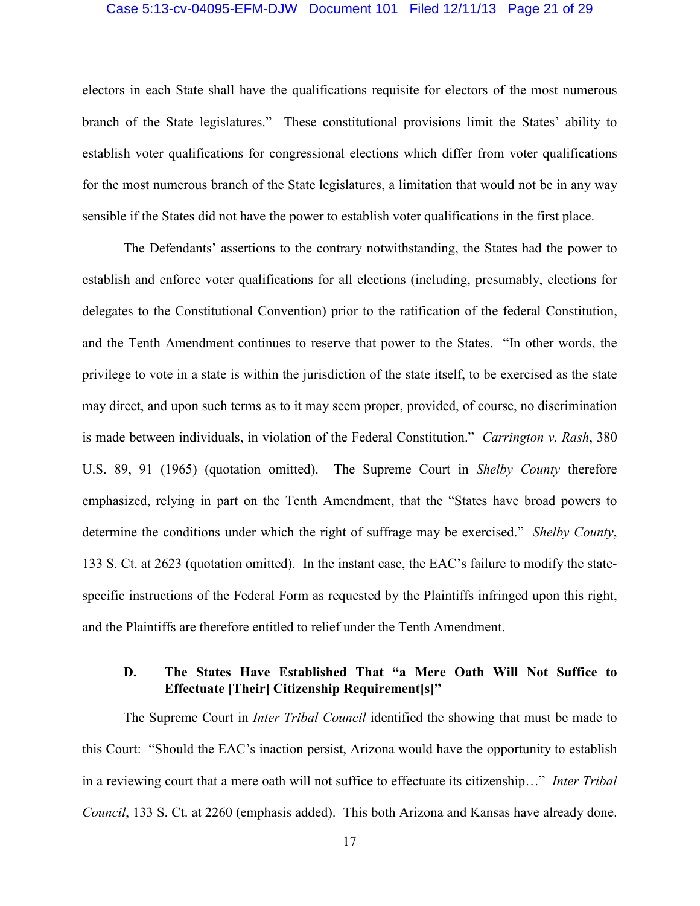electors in each State shall have the qualifications requisite for electors of the most numerous branch of the State legislatures." These constitutional provisions limit the States' ability to establish voter qualifications for congressional elections which differ from voter qualifications for the most numerous branch of the State legislatures, a limitation that would not be in any way sensible if the States did not have the power to establish voter qualifications in the first place.

The Defendants' assertions to the contrary notwithstanding, the States had the power to establish and enforce voter qualifications for all elections (including, presumably, elections for delegates to the Constitutional Convention) prior to the ratification of the federal Constitution, and the Tenth Amendment continues to reserve that power to the States. "In other words, the privilege to vote in a state is within the jurisdiction of the state itself, to be exercised as the state may direct, and upon such terms as to it may seem proper, provided, of course, no discrimination is made between individuals, in violation of the Federal Constitution." *Carrington v. Rash*, 380 U.S. 89, 91 (1965) (quotation omitted). The Supreme Court in *Shelby County* therefore emphasized, relying in part on the Tenth Amendment, that the "States have broad powers to determine the conditions under which the right of suffrage may be exercised." *Shelby County*, 133 S. Ct. at 2623 (quotation omitted). In the instant case, the EAC's failure to modify the state-specific instructions of the Federal Form as requested by the Plaintiffs infringed upon this right, and the Plaintiffs are therefore entitled to relief under the Tenth Amendment.

### D. The States Have Established That "a Mere Oath Will Not Suffice to Effectuate [Their] Citizenship Requirement[s]"

The Supreme Court in *Inter Tribal Council* identified the showing that must be made to this Court: "Should the EAC's inaction persist, Arizona would have the opportunity to establish in a reviewing court that a mere oath will not suffice to effectuate its citizenship…" *Inter Tribal Council*, 133 S. Ct. at 2260 (emphasis added). This both Arizona and Kansas have already done.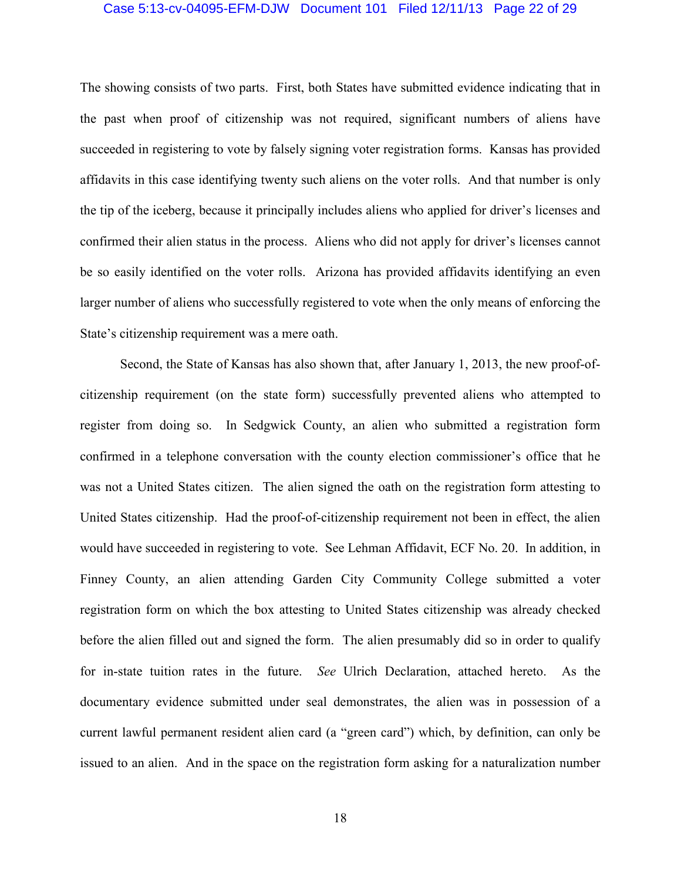The showing consists of two parts. First, both States have submitted evidence indicating that in the past when proof of citizenship was not required, significant numbers of aliens have succeeded in registering to vote by falsely signing voter registration forms. Kansas has provided affidavits in this case identifying twenty such aliens on the voter rolls. And that number is only the tip of the iceberg, because it principally includes aliens who applied for driver's licenses and confirmed their alien status in the process. Aliens who did not apply for driver's licenses cannot be so easily identified on the voter rolls. Arizona has provided affidavits identifying an even larger number of aliens who successfully registered to vote when the only means of enforcing the State's citizenship requirement was a mere oath.

Second, the State of Kansas has also shown that, after January 1, 2013, the new proof-of-citizenship requirement (on the state form) successfully prevented aliens who attempted to register from doing so. In Sedgwick County, an alien who submitted a registration form confirmed in a telephone conversation with the county election commissioner's office that he was not a United States citizen. The alien signed the oath on the registration form attesting to United States citizenship. Had the proof-of-citizenship requirement not been in effect, the alien would have succeeded in registering to vote. See Lehman Affidavit, ECF No. 20. In addition, in Finney County, an alien attending Garden City Community College submitted a voter registration form on which the box attesting to United States citizenship was already checked before the alien filled out and signed the form. The alien presumably did so in order to qualify for in-state tuition rates in the future. *See* Ulrich Declaration, attached hereto. As the documentary evidence submitted under seal demonstrates, the alien was in possession of a current lawful permanent resident alien card (a "green card") which, by definition, can only be issued to an alien. And in the space on the registration form asking for a naturalization number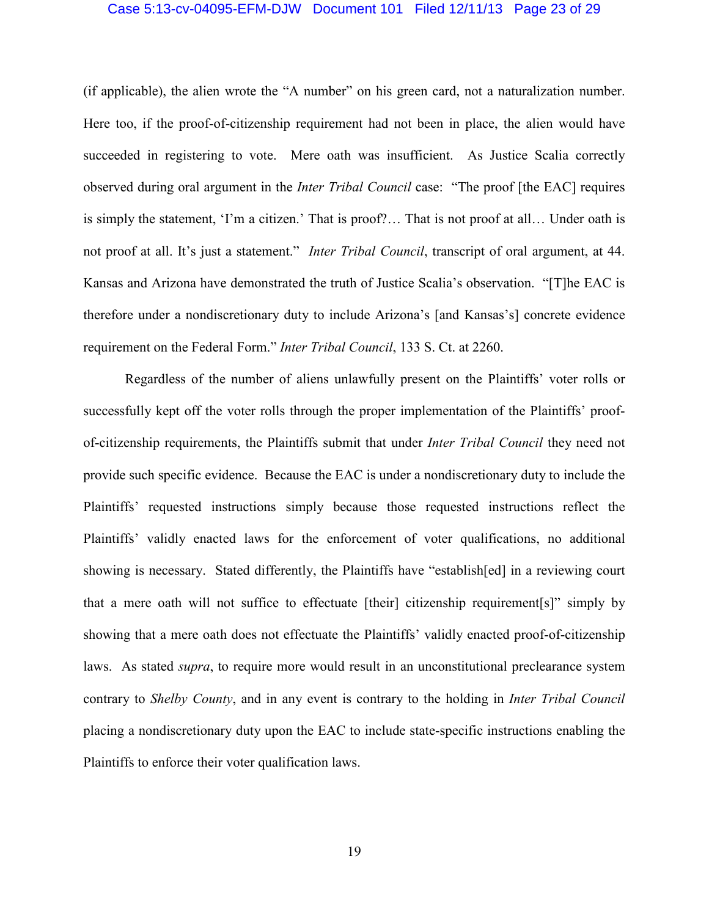(if applicable), the alien wrote the "A number" on his green card, not a naturalization number. Here too, if the proof-of-citizenship requirement had not been in place, the alien would have succeeded in registering to vote. Mere oath was insufficient. As Justice Scalia correctly observed during oral argument in the *Inter Tribal Council* case: "The proof [the EAC] requires is simply the statement, 'I'm a citizen.' That is proof?… That is not proof at all… Under oath is not proof at all. It's just a statement." *Inter Tribal Council*, transcript of oral argument, at 44. Kansas and Arizona have demonstrated the truth of Justice Scalia's observation. "[T]he EAC is therefore under a nondiscretionary duty to include Arizona's [and Kansas's] concrete evidence requirement on the Federal Form." *Inter Tribal Council*, 133 S. Ct. at 2260.

Regardless of the number of aliens unlawfully present on the Plaintiffs' voter rolls or successfully kept off the voter rolls through the proper implementation of the Plaintiffs' proof-of-citizenship requirements, the Plaintiffs submit that under *Inter Tribal Council* they need not provide such specific evidence. Because the EAC is under a nondiscretionary duty to include the Plaintiffs' requested instructions simply because those requested instructions reflect the Plaintiffs' validly enacted laws for the enforcement of voter qualifications, no additional showing is necessary. Stated differently, the Plaintiffs have "establish[ed] in a reviewing court that a mere oath will not suffice to effectuate [their] citizenship requirement[s]" simply by showing that a mere oath does not effectuate the Plaintiffs' validly enacted proof-of-citizenship laws. As stated *supra*, to require more would result in an unconstitutional preclearance system contrary to *Shelby County*, and in any event is contrary to the holding in *Inter Tribal Council* placing a nondiscretionary duty upon the EAC to include state-specific instructions enabling the Plaintiffs to enforce their voter qualification laws.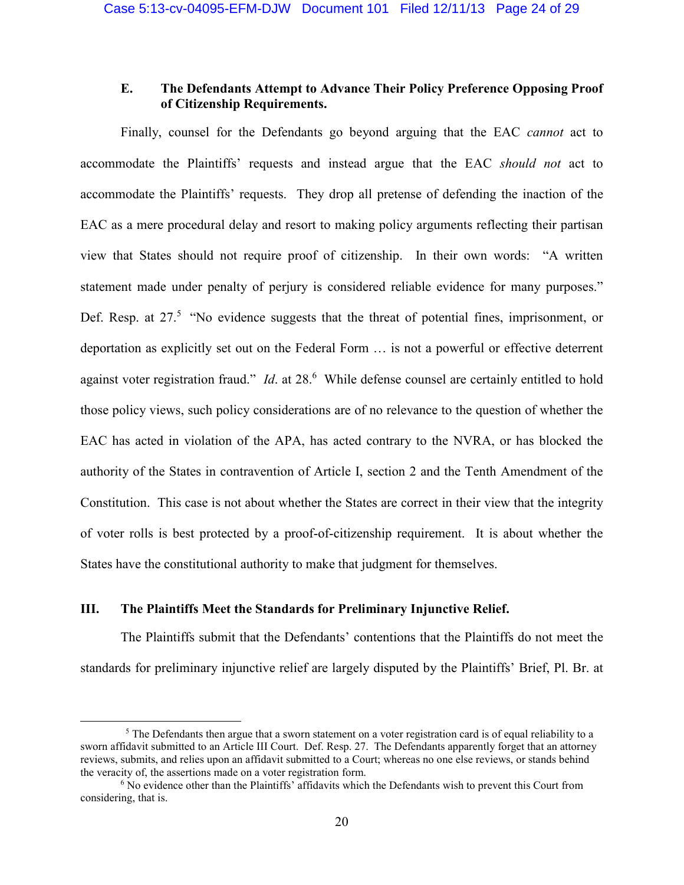### E. The Defendants Attempt to Advance Their Policy Preference Opposing Proof of Citizenship Requirements.

Finally, counsel for the Defendants go beyond arguing that the EAC *cannot* act to accommodate the Plaintiffs' requests and instead argue that the EAC *should not* act to accommodate the Plaintiffs' requests. They drop all pretense of defending the inaction of the EAC as a mere procedural delay and resort to making policy arguments reflecting their partisan view that States should not require proof of citizenship. In their own words: "A written statement made under penalty of perjury is considered reliable evidence for many purposes." Def. Resp. at 27.[5] "No evidence suggests that the threat of potential fines, imprisonment, or deportation as explicitly set out on the Federal Form … is not a powerful or effective deterrent against voter registration fraud." *Id*. at 28.[6] While defense counsel are certainly entitled to hold those policy views, such policy considerations are of no relevance to the question of whether the EAC has acted in violation of the APA, has acted contrary to the NVRA, or has blocked the authority of the States in contravention of Article I, section 2 and the Tenth Amendment of the Constitution. This case is not about whether the States are correct in their view that the integrity of voter rolls is best protected by a proof-of-citizenship requirement. It is about whether the States have the constitutional authority to make that judgment for themselves.

## III. The Plaintiffs Meet the Standards for Preliminary Injunctive Relief.

The Plaintiffs submit that the Defendants' contentions that the Plaintiffs do not meet the standards for preliminary injunctive relief are largely disputed by the Plaintiffs' Brief, Pl. Br. at

---

[5] The Defendants then argue that a sworn statement on a voter registration card is of equal reliability to a sworn affidavit submitted to an Article III Court. Def. Resp. 27. The Defendants apparently forget that an attorney reviews, submits, and relies upon an affidavit submitted to a Court; whereas no one else reviews, or stands behind the veracity of, the assertions made on a voter registration form.

[6] No evidence other than the Plaintiffs' affidavits which the Defendants wish to prevent this Court from considering, that is.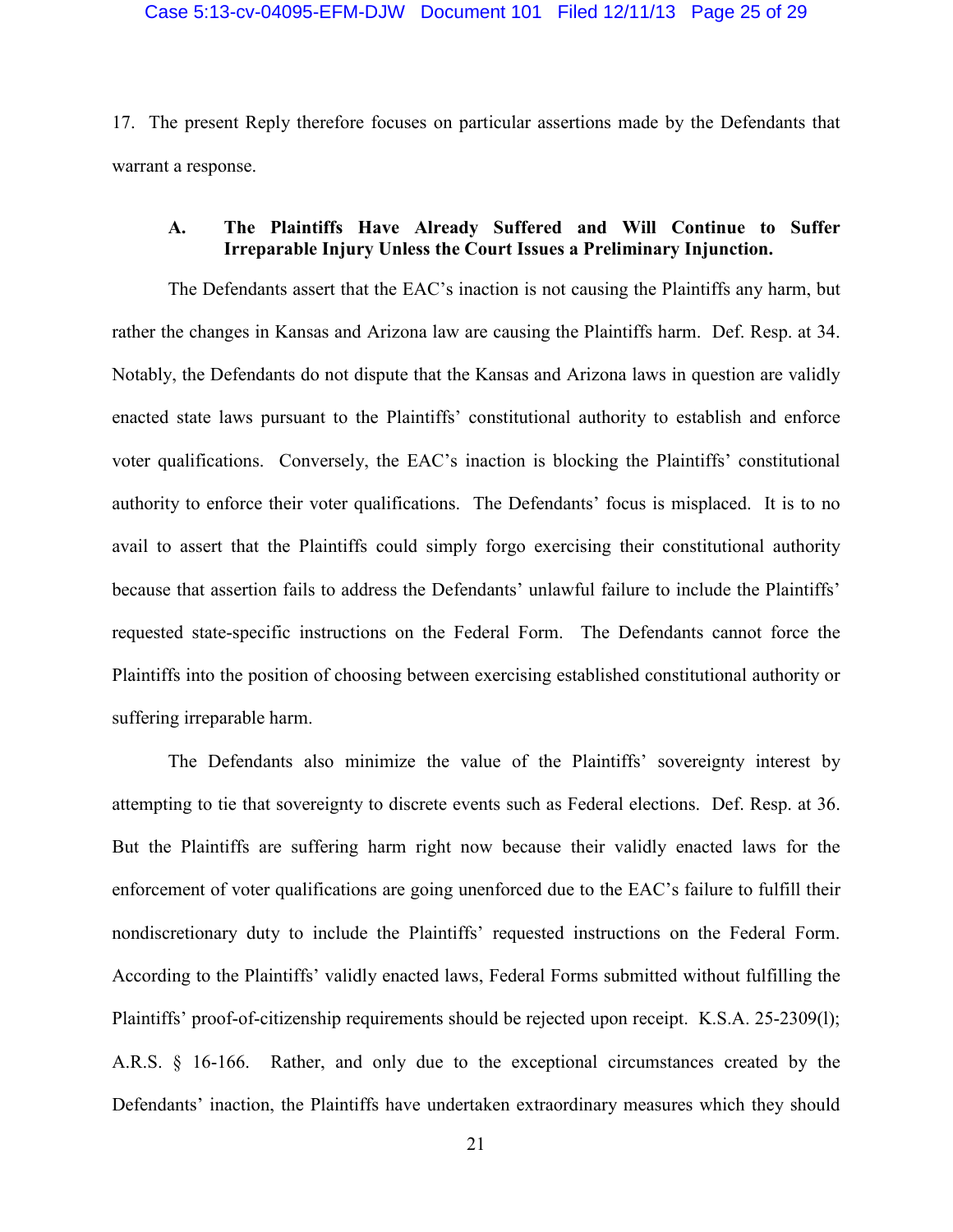17. The present Reply therefore focuses on particular assertions made by the Defendants that warrant a response.

### A. The Plaintiffs Have Already Suffered and Will Continue to Suffer Irreparable Injury Unless the Court Issues a Preliminary Injunction.

The Defendants assert that the EAC's inaction is not causing the Plaintiffs any harm, but rather the changes in Kansas and Arizona law are causing the Plaintiffs harm. Def. Resp. at 34. Notably, the Defendants do not dispute that the Kansas and Arizona laws in question are validly enacted state laws pursuant to the Plaintiffs' constitutional authority to establish and enforce voter qualifications. Conversely, the EAC's inaction is blocking the Plaintiffs' constitutional authority to enforce their voter qualifications. The Defendants' focus is misplaced. It is to no avail to assert that the Plaintiffs could simply forgo exercising their constitutional authority because that assertion fails to address the Defendants' unlawful failure to include the Plaintiffs' requested state-specific instructions on the Federal Form. The Defendants cannot force the Plaintiffs into the position of choosing between exercising established constitutional authority or suffering irreparable harm.

The Defendants also minimize the value of the Plaintiffs' sovereignty interest by attempting to tie that sovereignty to discrete events such as Federal elections. Def. Resp. at 36. But the Plaintiffs are suffering harm right now because their validly enacted laws for the enforcement of voter qualifications are going unenforced due to the EAC's failure to fulfill their nondiscretionary duty to include the Plaintiffs' requested instructions on the Federal Form. According to the Plaintiffs' validly enacted laws, Federal Forms submitted without fulfilling the Plaintiffs' proof-of-citizenship requirements should be rejected upon receipt. K.S.A. 25-2309(l); A.R.S. § 16-166. Rather, and only due to the exceptional circumstances created by the Defendants' inaction, the Plaintiffs have undertaken extraordinary measures which they should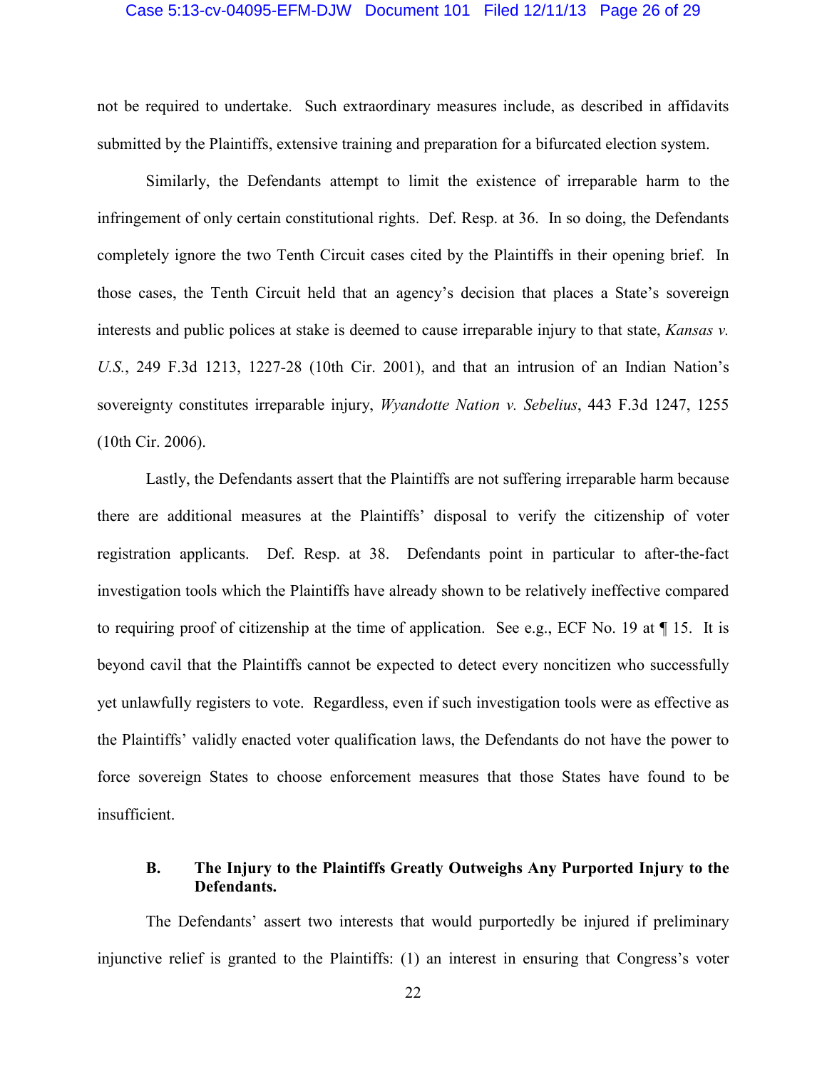not be required to undertake. Such extraordinary measures include, as described in affidavits submitted by the Plaintiffs, extensive training and preparation for a bifurcated election system.

Similarly, the Defendants attempt to limit the existence of irreparable harm to the infringement of only certain constitutional rights. Def. Resp. at 36. In so doing, the Defendants completely ignore the two Tenth Circuit cases cited by the Plaintiffs in their opening brief. In those cases, the Tenth Circuit held that an agency's decision that places a State's sovereign interests and public polices at stake is deemed to cause irreparable injury to that state, *Kansas v. U.S.*, 249 F.3d 1213, 1227-28 (10th Cir. 2001), and that an intrusion of an Indian Nation's sovereignty constitutes irreparable injury, *Wyandotte Nation v. Sebelius*, 443 F.3d 1247, 1255 (10th Cir. 2006).

Lastly, the Defendants assert that the Plaintiffs are not suffering irreparable harm because there are additional measures at the Plaintiffs' disposal to verify the citizenship of voter registration applicants. Def. Resp. at 38. Defendants point in particular to after-the-fact investigation tools which the Plaintiffs have already shown to be relatively ineffective compared to requiring proof of citizenship at the time of application. See e.g., ECF No. 19 at ¶ 15. It is beyond cavil that the Plaintiffs cannot be expected to detect every noncitizen who successfully yet unlawfully registers to vote. Regardless, even if such investigation tools were as effective as the Plaintiffs' validly enacted voter qualification laws, the Defendants do not have the power to force sovereign States to choose enforcement measures that those States have found to be insufficient.

### B. The Injury to the Plaintiffs Greatly Outweighs Any Purported Injury to the Defendants.

The Defendants' assert two interests that would purportedly be injured if preliminary injunctive relief is granted to the Plaintiffs: (1) an interest in ensuring that Congress's voter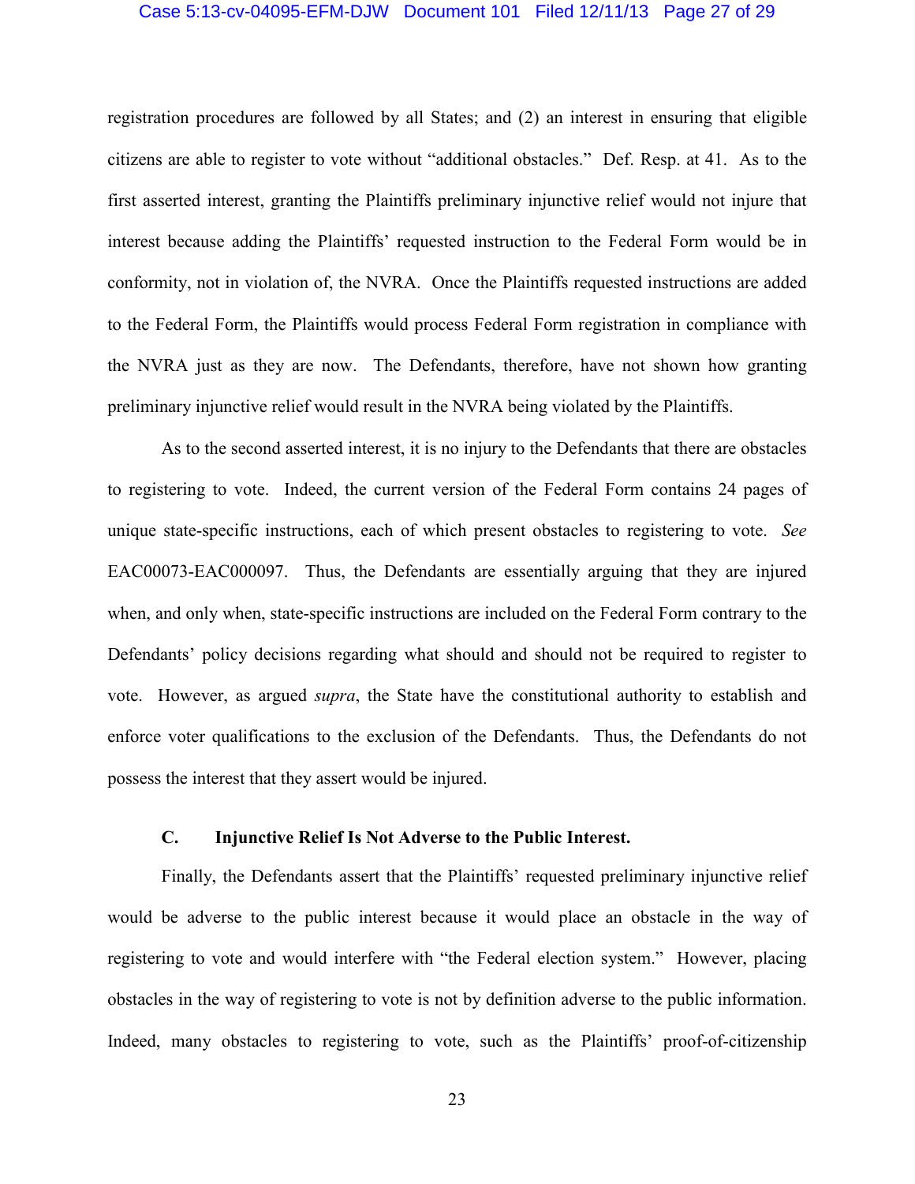registration procedures are followed by all States; and (2) an interest in ensuring that eligible citizens are able to register to vote without "additional obstacles." Def. Resp. at 41. As to the first asserted interest, granting the Plaintiffs preliminary injunctive relief would not injure that interest because adding the Plaintiffs' requested instruction to the Federal Form would be in conformity, not in violation of, the NVRA. Once the Plaintiffs requested instructions are added to the Federal Form, the Plaintiffs would process Federal Form registration in compliance with the NVRA just as they are now. The Defendants, therefore, have not shown how granting preliminary injunctive relief would result in the NVRA being violated by the Plaintiffs.

As to the second asserted interest, it is no injury to the Defendants that there are obstacles to registering to vote. Indeed, the current version of the Federal Form contains 24 pages of unique state-specific instructions, each of which present obstacles to registering to vote. *See* EAC00073-EAC000097. Thus, the Defendants are essentially arguing that they are injured when, and only when, state-specific instructions are included on the Federal Form contrary to the Defendants' policy decisions regarding what should and should not be required to register to vote. However, as argued *supra*, the State have the constitutional authority to establish and enforce voter qualifications to the exclusion of the Defendants. Thus, the Defendants do not possess the interest that they assert would be injured.

### C. Injunctive Relief Is Not Adverse to the Public Interest.

Finally, the Defendants assert that the Plaintiffs' requested preliminary injunctive relief would be adverse to the public interest because it would place an obstacle in the way of registering to vote and would interfere with "the Federal election system." However, placing obstacles in the way of registering to vote is not by definition adverse to the public information. Indeed, many obstacles to registering to vote, such as the Plaintiffs' proof-of-citizenship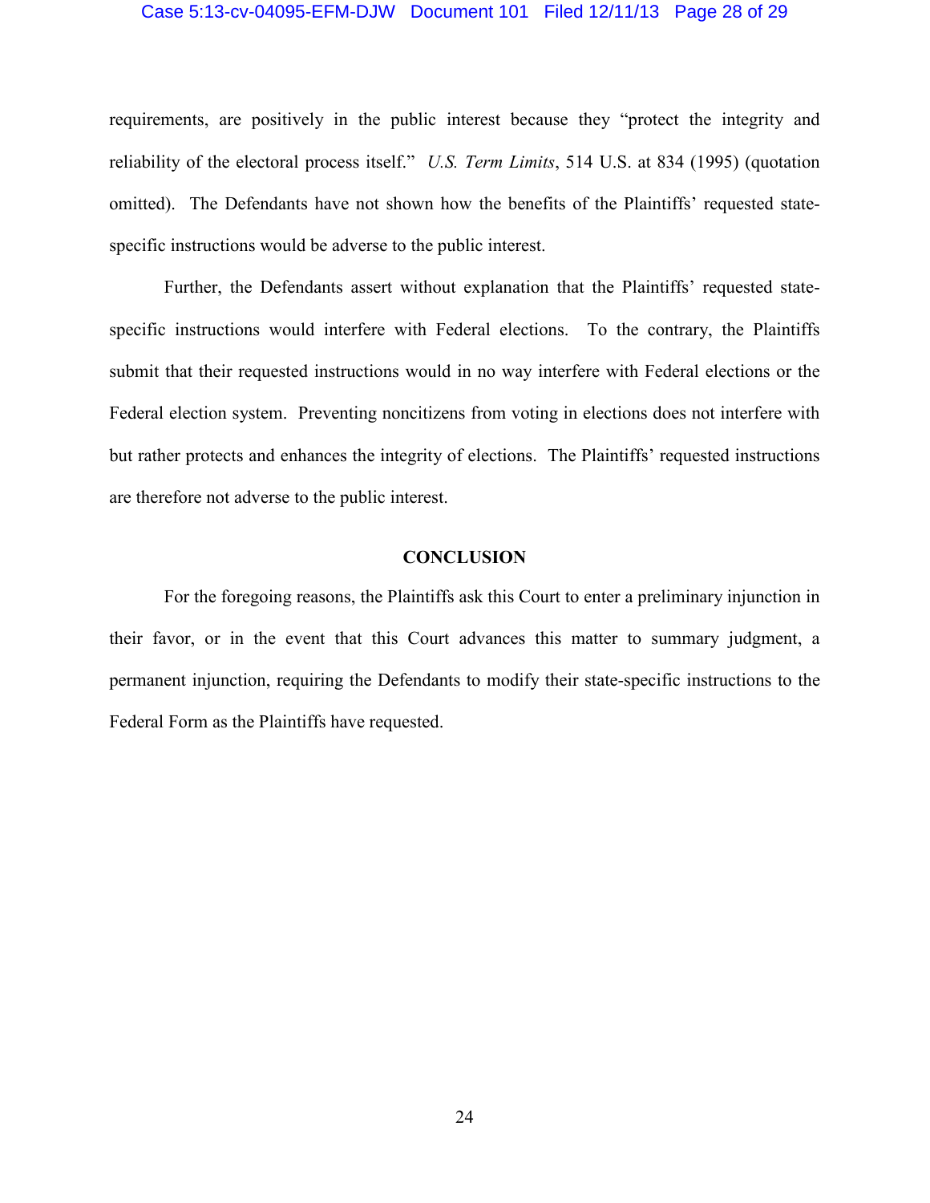requirements, are positively in the public interest because they "protect the integrity and reliability of the electoral process itself." *U.S. Term Limits*, 514 U.S. at 834 (1995) (quotation omitted). The Defendants have not shown how the benefits of the Plaintiffs' requested state-specific instructions would be adverse to the public interest.

Further, the Defendants assert without explanation that the Plaintiffs' requested state-specific instructions would interfere with Federal elections. To the contrary, the Plaintiffs submit that their requested instructions would in no way interfere with Federal elections or the Federal election system. Preventing noncitizens from voting in elections does not interfere with but rather protects and enhances the integrity of elections. The Plaintiffs' requested instructions are therefore not adverse to the public interest.

**CONCLUSION**

For the foregoing reasons, the Plaintiffs ask this Court to enter a preliminary injunction in their favor, or in the event that this Court advances this matter to summary judgment, a permanent injunction, requiring the Defendants to modify their state-specific instructions to the Federal Form as the Plaintiffs have requested.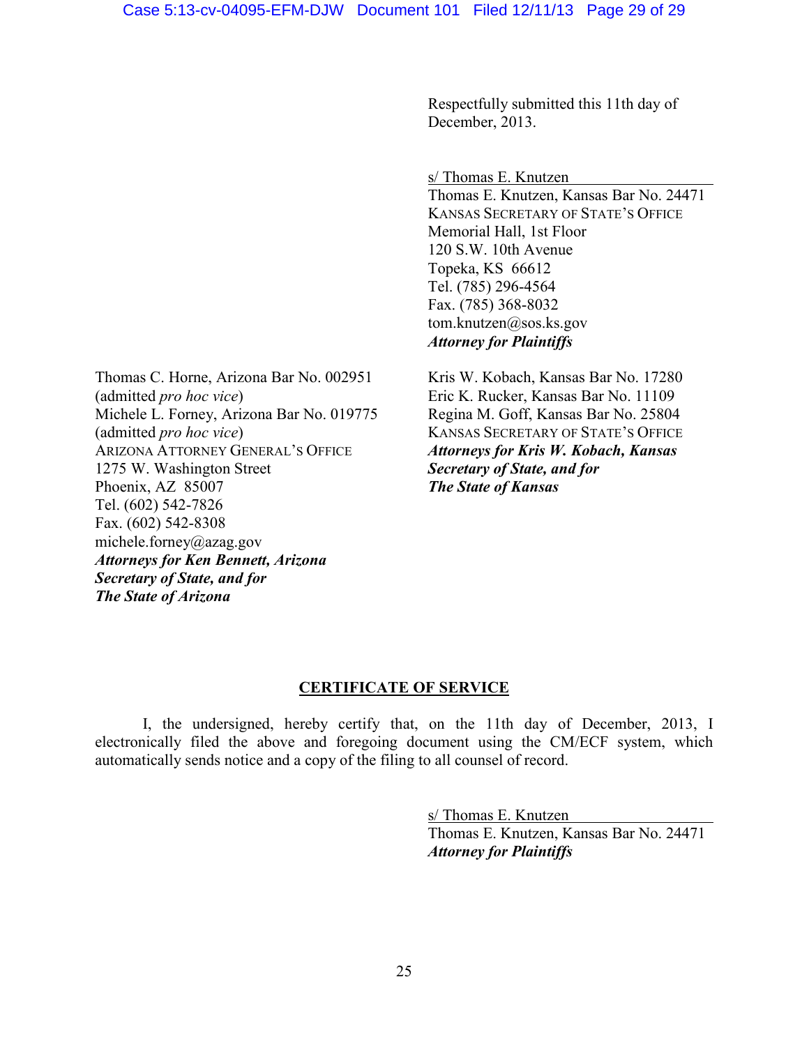Respectfully submitted this 11th day of December, 2013.

s/ Thomas E. Knutzen
Thomas E. Knutzen, Kansas Bar No. 24471
KANSAS SECRETARY OF STATE'S OFFICE
Memorial Hall, 1st Floor
120 S.W. 10th Avenue
Topeka, KS 66612
Tel. (785) 296-4564
Fax. (785) 368-8032
tom.knutzen@sos.ks.gov
***Attorney for Plaintiffs***

Thomas C. Horne, Arizona Bar No. 002951
(admitted *pro hoc vice*)
Michele L. Forney, Arizona Bar No. 019775
(admitted *pro hoc vice*)
ARIZONA ATTORNEY GENERAL'S OFFICE
1275 W. Washington Street
Phoenix, AZ 85007
Tel. (602) 542-7826
Fax. (602) 542-8308
michele.forney@azag.gov
***Attorneys for Ken Bennett, Arizona Secretary of State, and for The State of Arizona***

Kris W. Kobach, Kansas Bar No. 17280
Eric K. Rucker, Kansas Bar No. 11109
Regina M. Goff, Kansas Bar No. 25804
KANSAS SECRETARY OF STATE'S OFFICE
***Attorneys for Kris W. Kobach, Kansas Secretary of State, and for The State of Kansas***

**CERTIFICATE OF SERVICE**

I, the undersigned, hereby certify that, on the 11th day of December, 2013, I electronically filed the above and foregoing document using the CM/ECF system, which automatically sends notice and a copy of the filing to all counsel of record.

s/ Thomas E. Knutzen
Thomas E. Knutzen, Kansas Bar No. 24471
***Attorney for Plaintiffs***